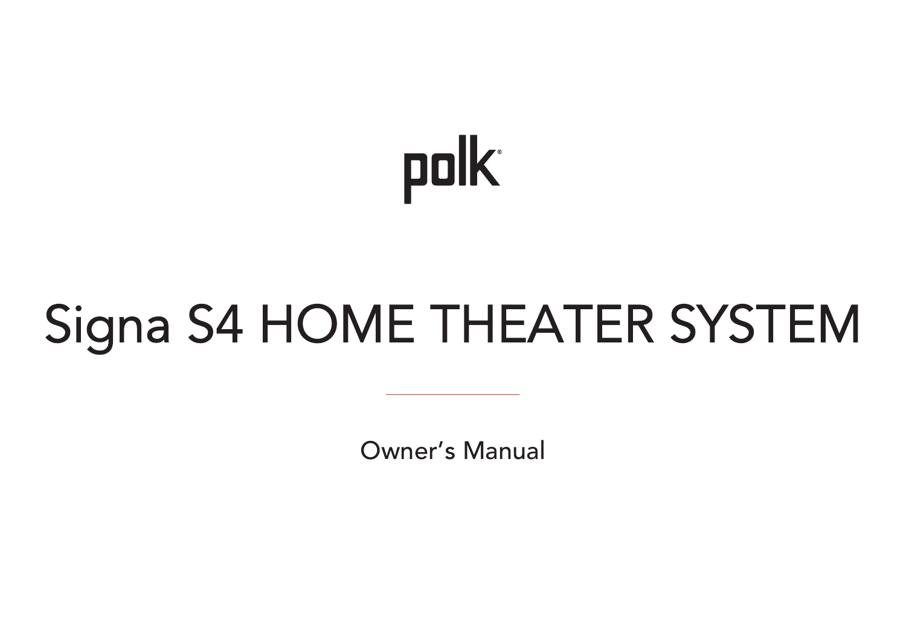polk

# Signa S4 HOME THEATER SYSTEM

Owner's Manual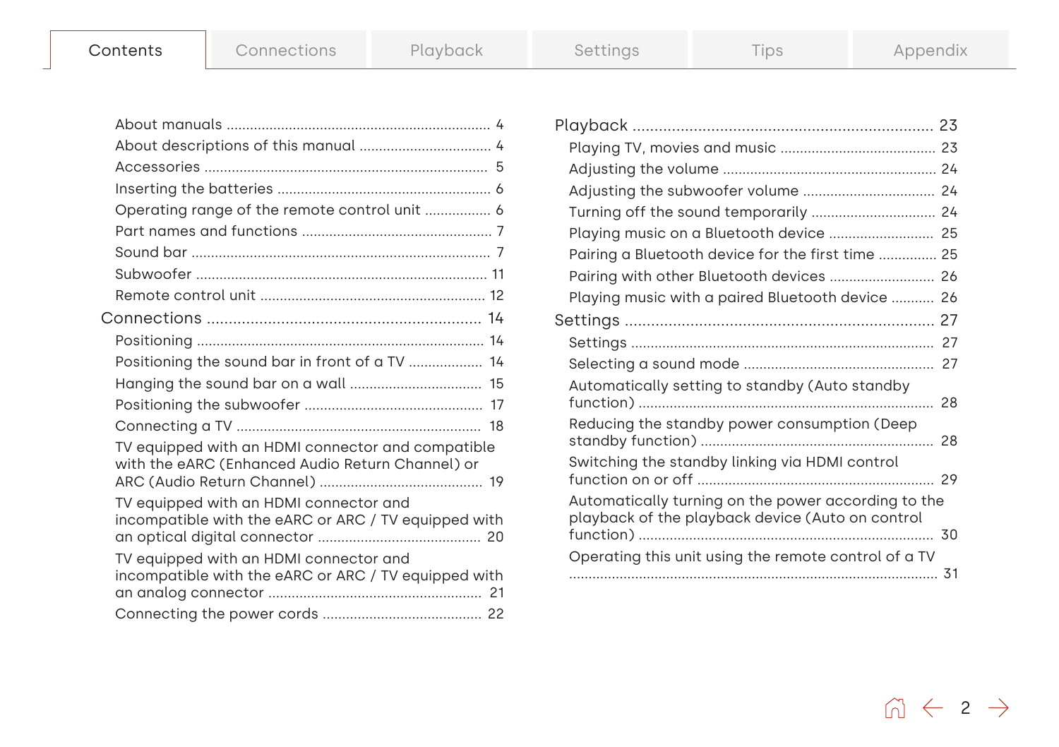Contents | Connections | Playback | Settings | Tips | Appendix

- About manuals .... 4
- About descriptions of this manual .... 4
- Accessories .... 5
- Inserting the batteries .... 6
- Operating range of the remote control unit .... 6
- Part names and functions .... 7
  - Sound bar .... 7
  - Subwoofer .... 11
  - Remote control unit .... 12

**Connections** .... 14

- Positioning .... 14
  - Positioning the sound bar in front of a TV .... 14
  - Hanging the sound bar on a wall .... 15
  - Positioning the subwoofer .... 17
- Connecting a TV .... 18
  - TV equipped with an HDMI connector and compatible with the eARC (Enhanced Audio Return Channel) or ARC (Audio Return Channel) .... 19
  - TV equipped with an HDMI connector and incompatible with the eARC or ARC / TV equipped with an optical digital connector .... 20
  - TV equipped with an HDMI connector and incompatible with the eARC or ARC / TV equipped with an analog connector .... 21
- Connecting the power cords .... 22

**Playback** .... 23

- Playing TV, movies and music .... 23
- Adjusting the volume .... 24
- Adjusting the subwoofer volume .... 24
- Turning off the sound temporarily .... 24
- Playing music on a Bluetooth device .... 25
  - Pairing a Bluetooth device for the first time .... 25
  - Pairing with other Bluetooth devices .... 26
  - Playing music with a paired Bluetooth device .... 26

**Settings** .... 27

- Settings .... 27
- Selecting a sound mode .... 27
- Automatically setting to standby (Auto standby function) .... 28
- Reducing the standby power consumption (Deep standby function) .... 28
- Switching the standby linking via HDMI control function on or off .... 29
- Automatically turning on the power according to the playback of the playback device (Auto on control function) .... 30
- Operating this unit using the remote control of a TV .... 31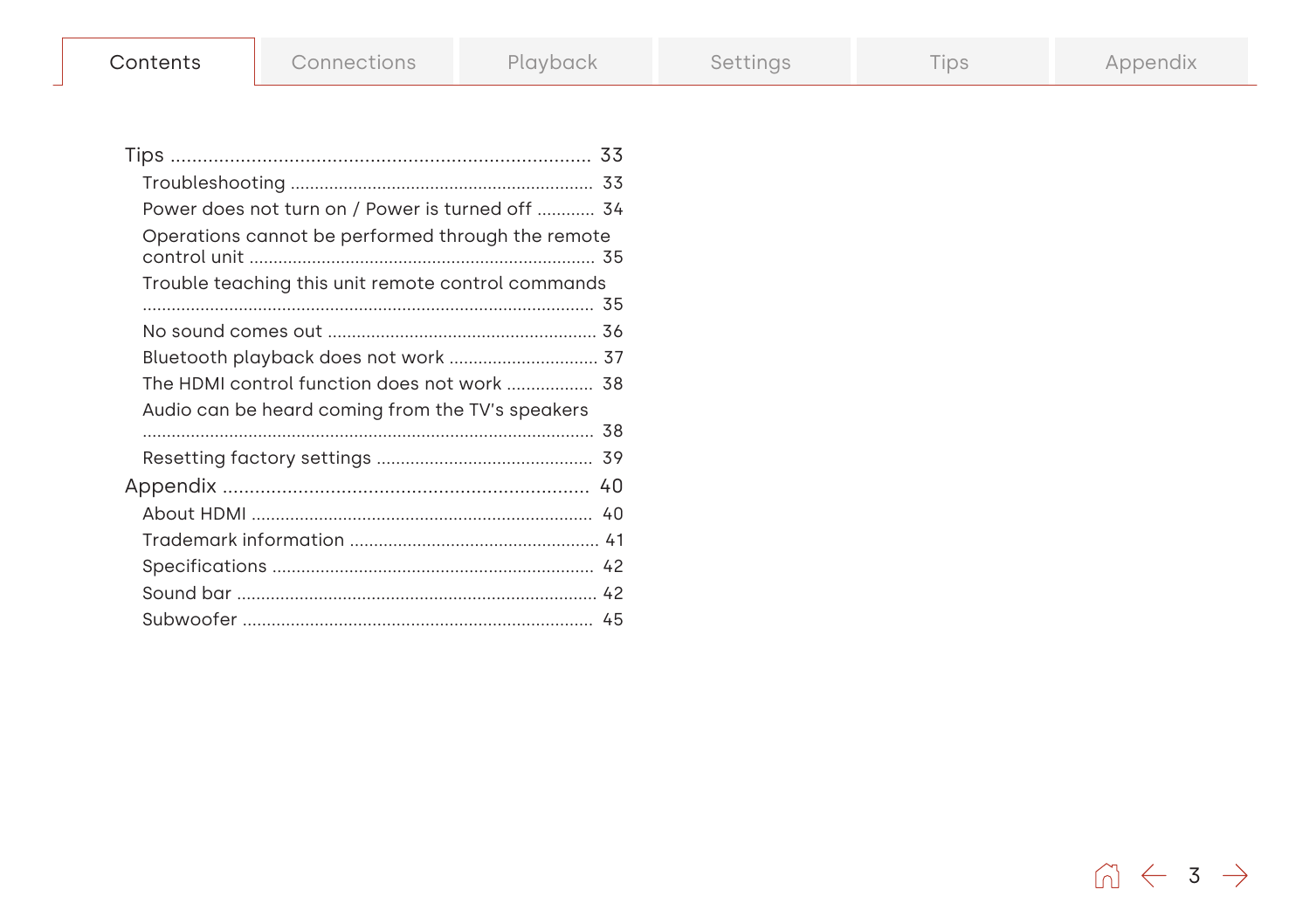Tips ............................................................................ 33

- Troubleshooting ............................................................ 33
- Power does not turn on / Power is turned off ........... 34
- Operations cannot be performed through the remote control unit ...................................................................... 35
- Trouble teaching this unit remote control commands ............................................................................................ 35
- No sound comes out ...................................................... 36
- Bluetooth playback does not work .............................. 37
- The HDMI control function does not work ................. 38
- Audio can be heard coming from the TV's speakers ............................................................................................ 38
- Resetting factory settings ............................................ 39

Appendix ................................................................... 40

- About HDMI ..................................................................... 40
- Trademark information .................................................. 41
- Specifications ................................................................. 42
- Sound bar ........................................................................ 42
- Subwoofer ....................................................................... 45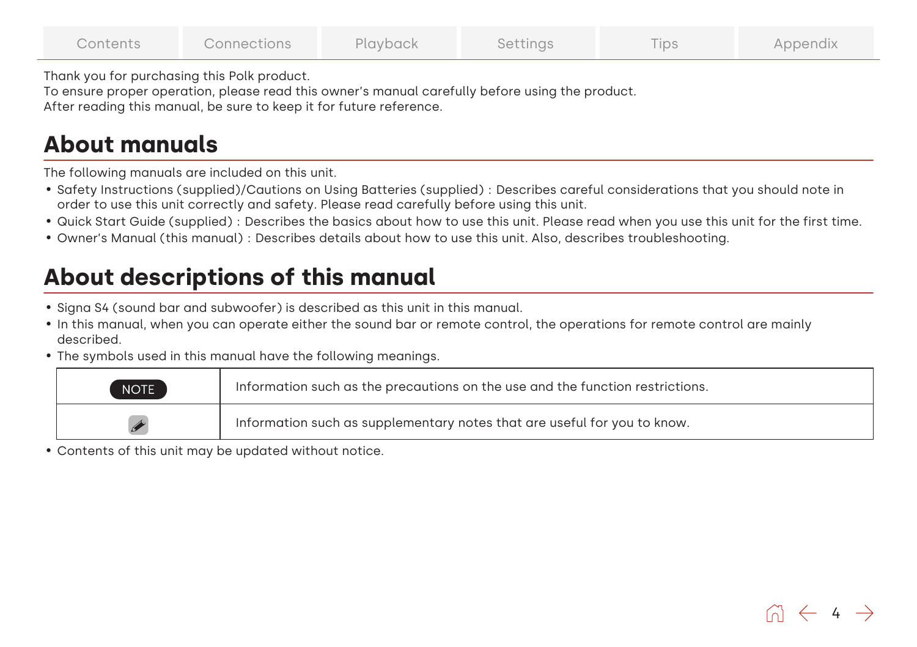Thank you for purchasing this Polk product.
To ensure proper operation, please read this owner's manual carefully before using the product.
After reading this manual, be sure to keep it for future reference.

## About manuals

The following manuals are included on this unit.

- Safety Instructions (supplied)/Cautions on Using Batteries (supplied) : Describes careful considerations that you should note in order to use this unit correctly and safety. Please read carefully before using this unit.
- Quick Start Guide (supplied) : Describes the basics about how to use this unit. Please read when you use this unit for the first time.
- Owner's Manual (this manual) : Describes details about how to use this unit. Also, describes troubleshooting.

## About descriptions of this manual

- Signa S4 (sound bar and subwoofer) is described as this unit in this manual.
- In this manual, when you can operate either the sound bar or remote control, the operations for remote control are mainly described.
- The symbols used in this manual have the following meanings.

| | |
|---|---|
| NOTE | Information such as the precautions on the use and the function restrictions. |
| ✎ | Information such as supplementary notes that are useful for you to know. |

- Contents of this unit may be updated without notice.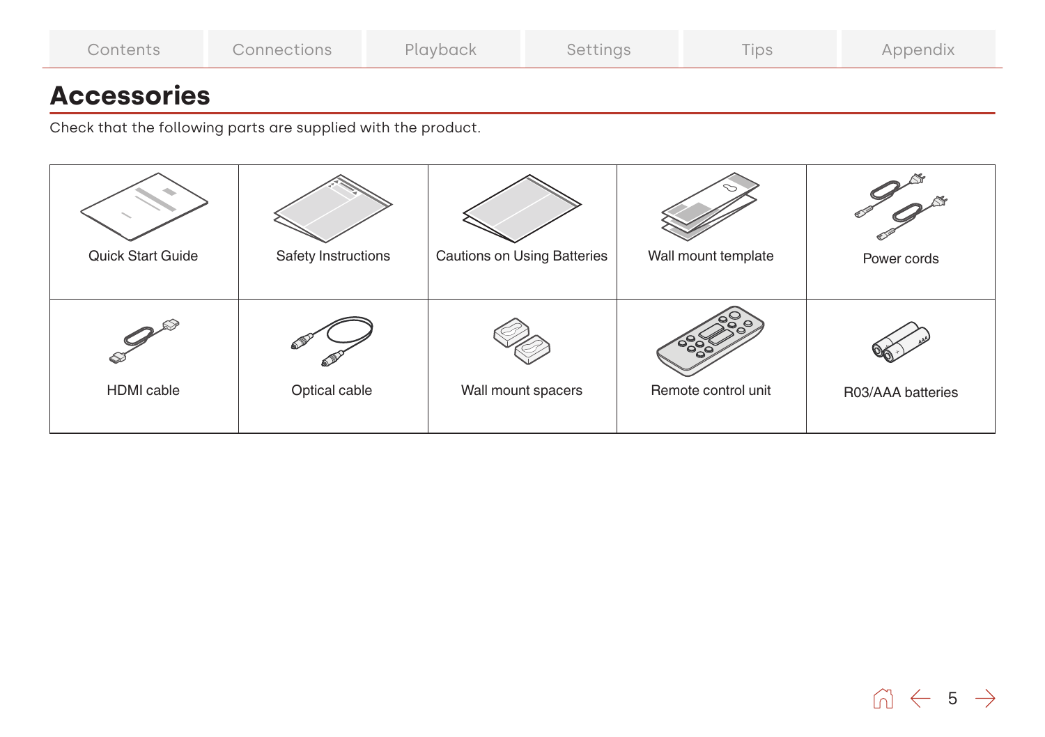# Accessories

Check that the following parts are supplied with the product.

| | | | | |
|---|---|---|---|---|
| Quick Start Guide | Safety Instructions | Cautions on Using Batteries | Wall mount template | Power cords |
| HDMI cable | Optical cable | Wall mount spacers | Remote control unit | R03/AAA batteries |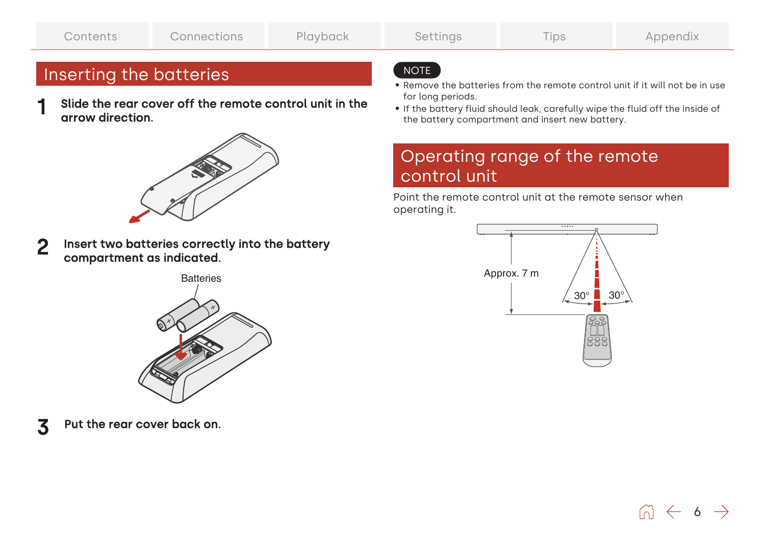## Inserting the batteries

1. **Slide the rear cover off the remote control unit in the arrow direction.**

2. **Insert two batteries correctly into the battery compartment as indicated.**

   Batteries

3. **Put the rear cover back on.**

NOTE

- Remove the batteries from the remote control unit if it will not be in use for long periods.
- If the battery fluid should leak, carefully wipe the fluid off the inside of the battery compartment and insert new battery.

## Operating range of the remote control unit

Point the remote control unit at the remote sensor when operating it.

Approx. 7 m

30° 30°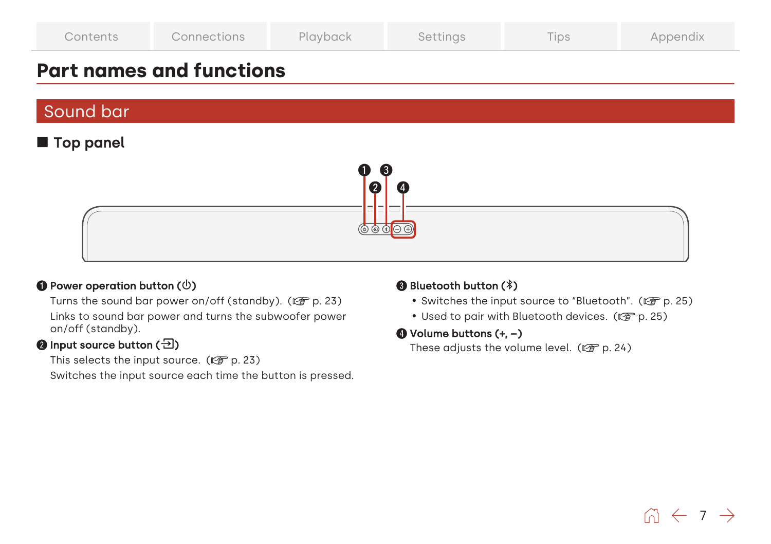# Part names and functions

## Sound bar

### ■ Top panel

**❶ Power operation button (⏻)**

Turns the sound bar power on/off (standby). (☞ p. 23)

Links to sound bar power and turns the subwoofer power on/off (standby).

**❷ Input source button (⇥)**

This selects the input source. (☞ p. 23)

Switches the input source each time the button is pressed.

**❸ Bluetooth button (ᛒ)**

- Switches the input source to “Bluetooth”. (☞ p. 25)
- Used to pair with Bluetooth devices. (☞ p. 25)

**❹ Volume buttons (+, –)**

These adjusts the volume level. (☞ p. 24)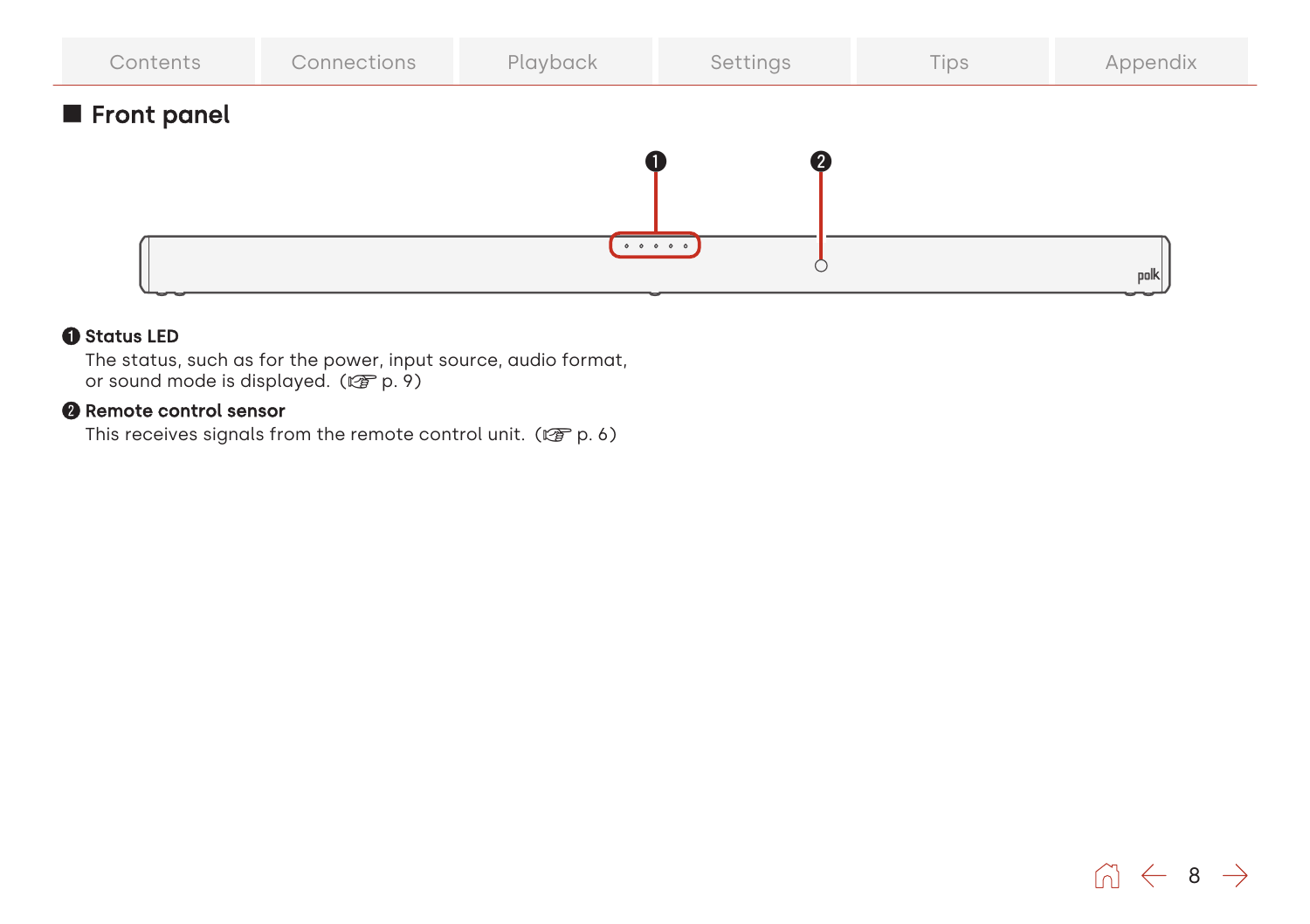## Front panel

❶ **Status LED**

The status, such as for the power, input source, audio format, or sound mode is displayed. (☞ p. 9)

❷ **Remote control sensor**

This receives signals from the remote control unit. (☞ p. 6)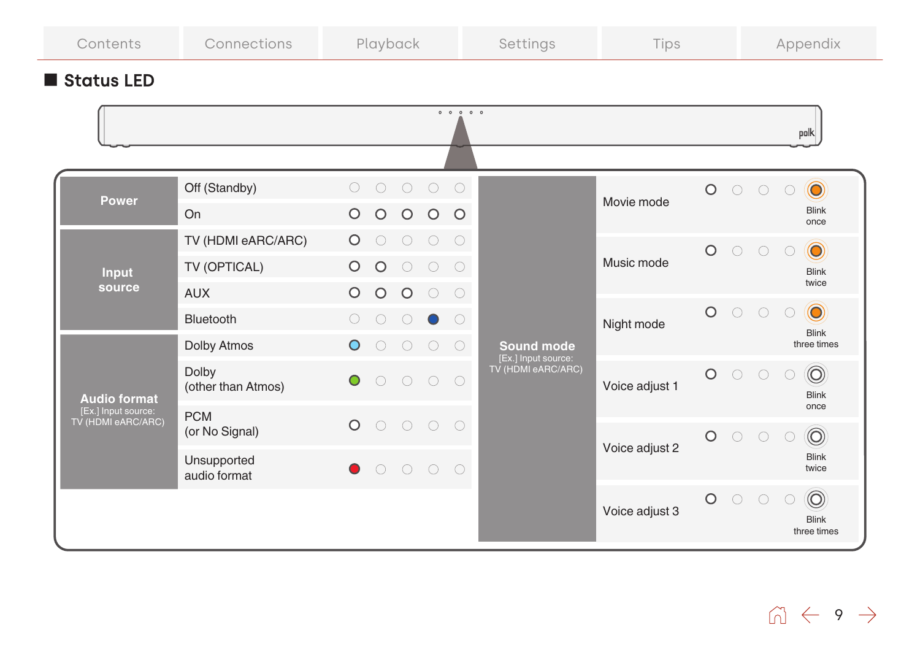## Status LED

| | | LED 1 | LED 2 | LED 3 | LED 4 | LED 5 |
|---|---|---|---|---|---|---|
| Power | Off (Standby) | ○ | ○ | ○ | ○ | ○ |
| | On | ● | ● | ● | ● | ● |
| Input source | TV (HDMI eARC/ARC) | ● | ○ | ○ | ○ | ○ |
| | TV (OPTICAL) | ● | ● | ○ | ○ | ○ |
| | AUX | ● | ● | ● | ○ | ○ |
| | Bluetooth | ○ | ○ | ○ | Blue | ○ |
| Audio format [Ex.] Input source: TV (HDMI eARC/ARC) | Dolby Atmos | Light blue | ○ | ○ | ○ | ○ |
| | Dolby (other than Atmos) | Green | ○ | ○ | ○ | ○ |
| | PCM (or No Signal) | ● | ○ | ○ | ○ | ○ |
| | Unsupported audio format | Red | ○ | ○ | ○ | ○ |

| | | LED 1 | LED 2 | LED 3 | LED 4 | LED 5 |
|---|---|---|---|---|---|---|
| Sound mode [Ex.] Input source: TV (HDMI eARC/ARC) | Movie mode | ● | ○ | ○ | ○ | Orange, Blink once |
| | Music mode | ● | ○ | ○ | ○ | Orange, Blink twice |
| | Night mode | ● | ○ | ○ | ○ | Orange, Blink three times |
| | Voice adjust 1 | ● | ○ | ○ | ○ | Blink once |
| | Voice adjust 2 | ● | ○ | ○ | ○ | Blink twice |
| | Voice adjust 3 | ● | ○ | ○ | ○ | Blink three times |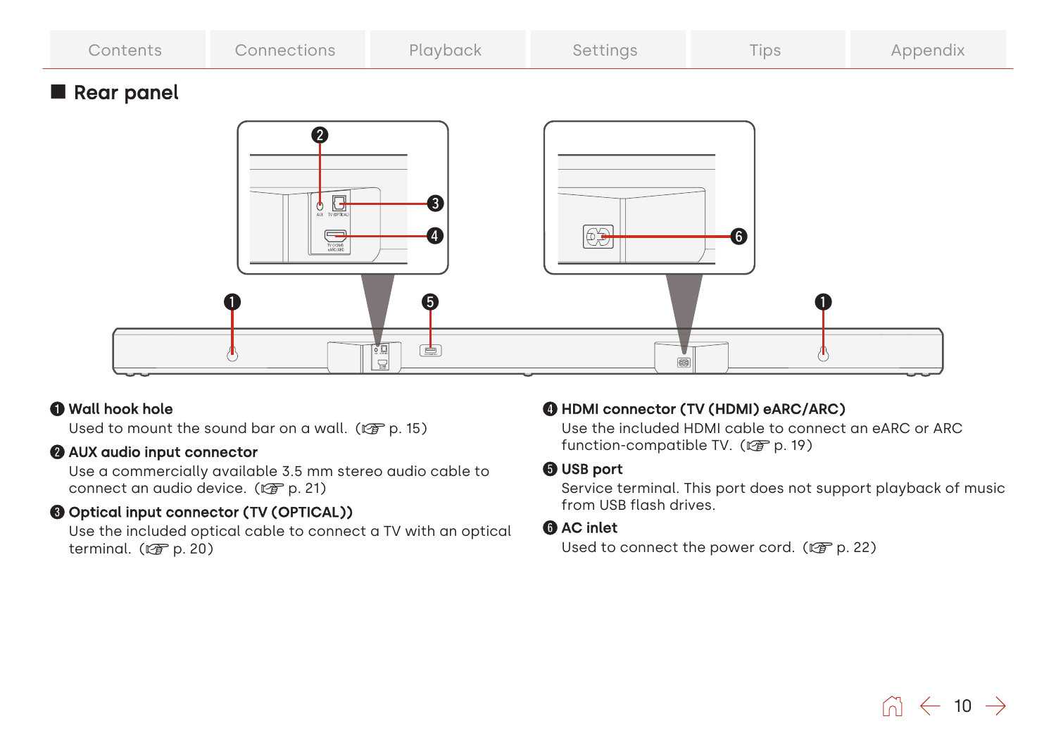## Rear panel

❶ **Wall hook hole**
Used to mount the sound bar on a wall. (☞ p. 15)

❷ **AUX audio input connector**
Use a commercially available 3.5 mm stereo audio cable to connect an audio device. (☞ p. 21)

❸ **Optical input connector (TV (OPTICAL))**
Use the included optical cable to connect a TV with an optical terminal. (☞ p. 20)

❹ **HDMI connector (TV (HDMI) eARC/ARC)**
Use the included HDMI cable to connect an eARC or ARC function-compatible TV. (☞ p. 19)

❺ **USB port**
Service terminal. This port does not support playback of music from USB flash drives.

❻ **AC inlet**
Used to connect the power cord. (☞ p. 22)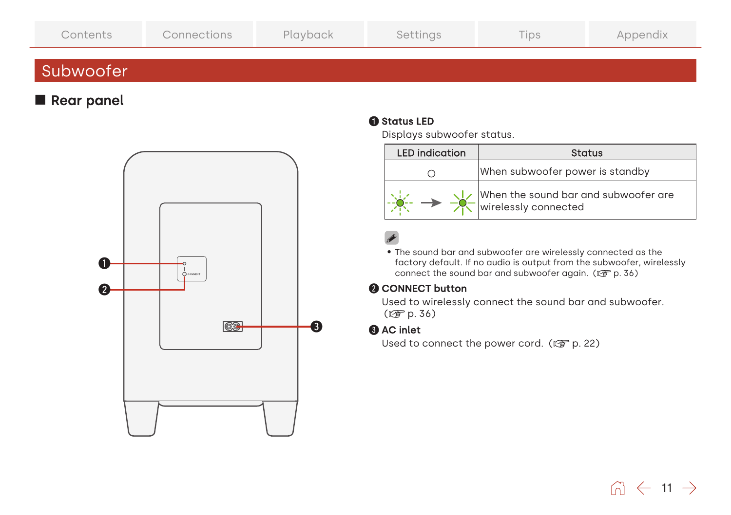## Subwoofer

### ■ Rear panel

**❶ Status LED**

Displays subwoofer status.

| LED indication | Status |
|---|---|
| ○ | When subwoofer power is standby |
| (flashing green) → (lit green) | When the sound bar and subwoofer are wirelessly connected |

- The sound bar and subwoofer are wirelessly connected as the factory default. If no audio is output from the subwoofer, wirelessly connect the sound bar and subwoofer again. (☞ p. 36)

**❷ CONNECT button**

Used to wirelessly connect the sound bar and subwoofer. (☞ p. 36)

**❸ AC inlet**

Used to connect the power cord. (☞ p. 22)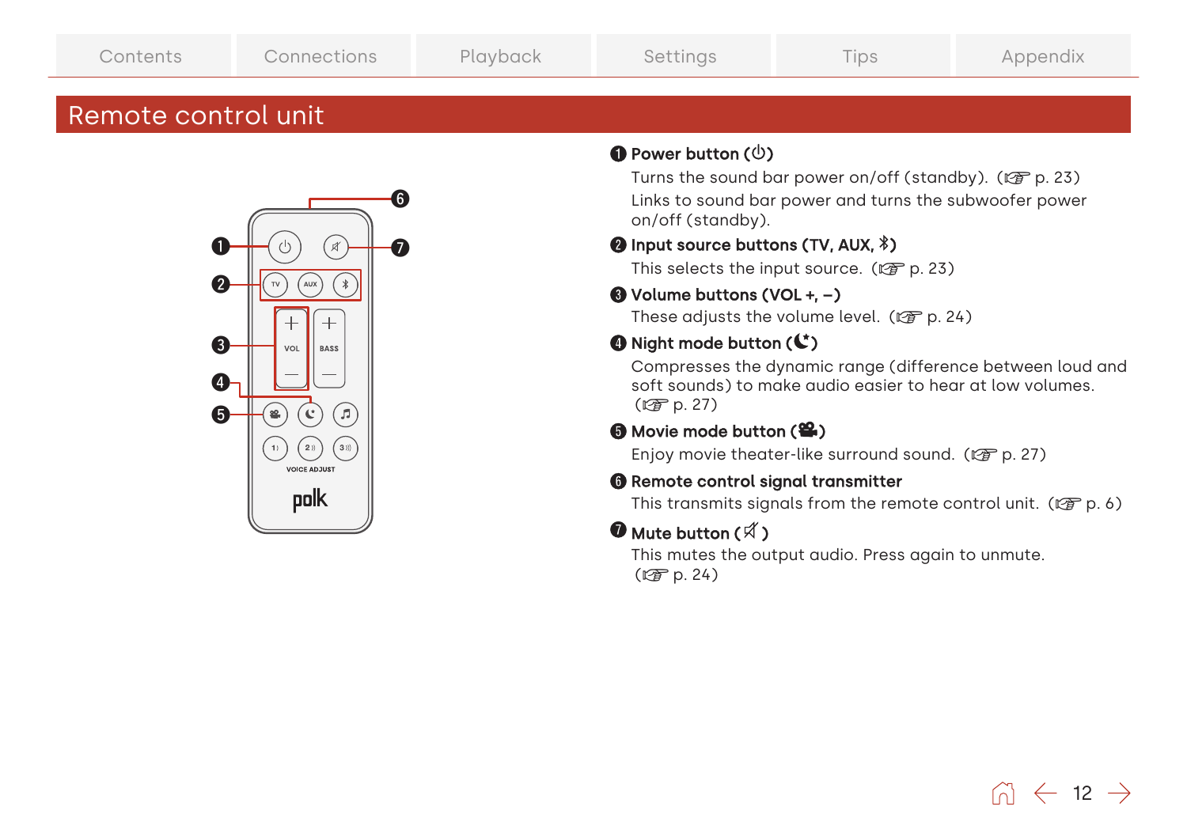# Remote control unit

**❶ Power button (⏻)**

Turns the sound bar power on/off (standby). (☞ p. 23)

Links to sound bar power and turns the subwoofer power on/off (standby).

**❷ Input source buttons (TV, AUX, ✱)**

This selects the input source. (☞ p. 23)

**❸ Volume buttons (VOL +, –)**

These adjusts the volume level. (☞ p. 24)

**❹ Night mode button (☾)**

Compresses the dynamic range (difference between loud and soft sounds) to make audio easier to hear at low volumes. (☞ p. 27)

**❺ Movie mode button (🎥)**

Enjoy movie theater-like surround sound. (☞ p. 27)

**❻ Remote control signal transmitter**

This transmits signals from the remote control unit. (☞ p. 6)

**❼ Mute button (🔇)**

This mutes the output audio. Press again to unmute. (☞ p. 24)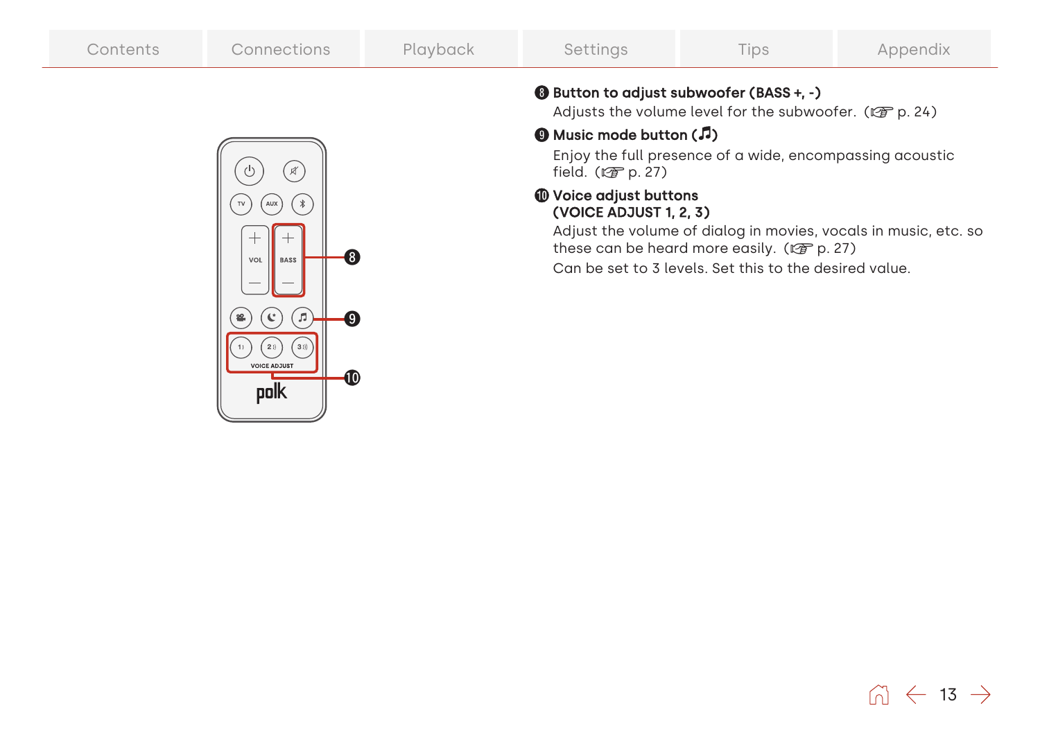**❽ Button to adjust subwoofer (BASS +, -)**

Adjusts the volume level for the subwoofer. (☞ p. 24)

**❾ Music mode button (♫)**

Enjoy the full presence of a wide, encompassing acoustic field. (☞ p. 27)

**❿ Voice adjust buttons (VOICE ADJUST 1, 2, 3)**

Adjust the volume of dialog in movies, vocals in music, etc. so these can be heard more easily. (☞ p. 27)

Can be set to 3 levels. Set this to the desired value.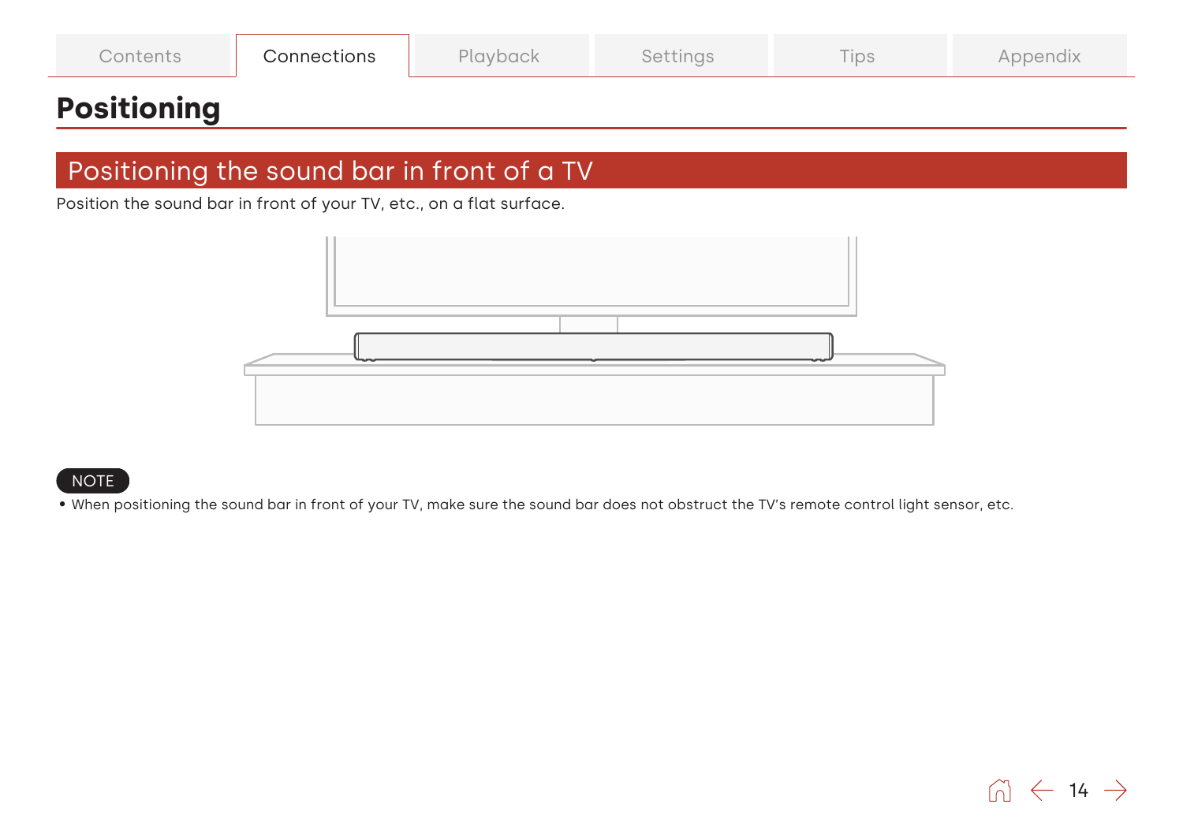# Positioning

## Positioning the sound bar in front of a TV

Position the sound bar in front of your TV, etc., on a flat surface.

NOTE

- When positioning the sound bar in front of your TV, make sure the sound bar does not obstruct the TV's remote control light sensor, etc.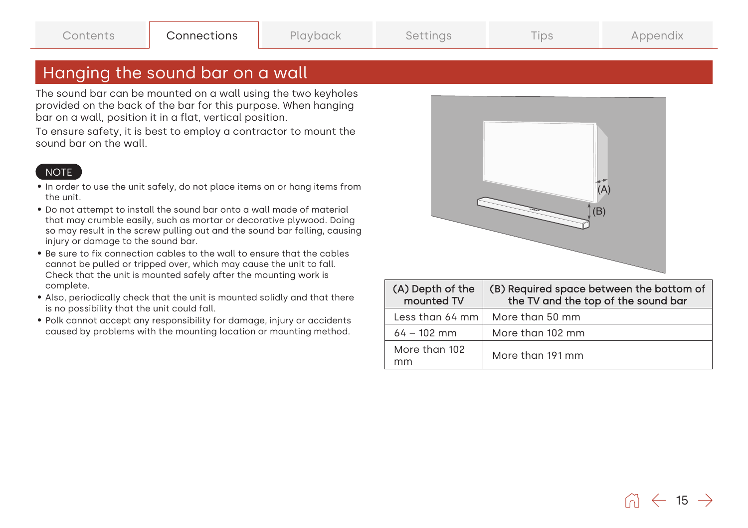# Hanging the sound bar on a wall

The sound bar can be mounted on a wall using the two keyholes provided on the back of the bar for this purpose. When hanging bar on a wall, position it in a flat, vertical position.

To ensure safety, it is best to employ a contractor to mount the sound bar on the wall.

**NOTE**

- In order to use the unit safely, do not place items on or hang items from the unit.
- Do not attempt to install the sound bar onto a wall made of material that may crumble easily, such as mortar or decorative plywood. Doing so may result in the screw pulling out and the sound bar falling, causing injury or damage to the sound bar.
- Be sure to fix connection cables to the wall to ensure that the cables cannot be pulled or tripped over, which may cause the unit to fall. Check that the unit is mounted safely after the mounting work is complete.
- Also, periodically check that the unit is mounted solidly and that there is no possibility that the unit could fall.
- Polk cannot accept any responsibility for damage, injury or accidents caused by problems with the mounting location or mounting method.

| (A) Depth of the mounted TV | (B) Required space between the bottom of the TV and the top of the sound bar |
|---|---|
| Less than 64 mm | More than 50 mm |
| 64 – 102 mm | More than 102 mm |
| More than 102 mm | More than 191 mm |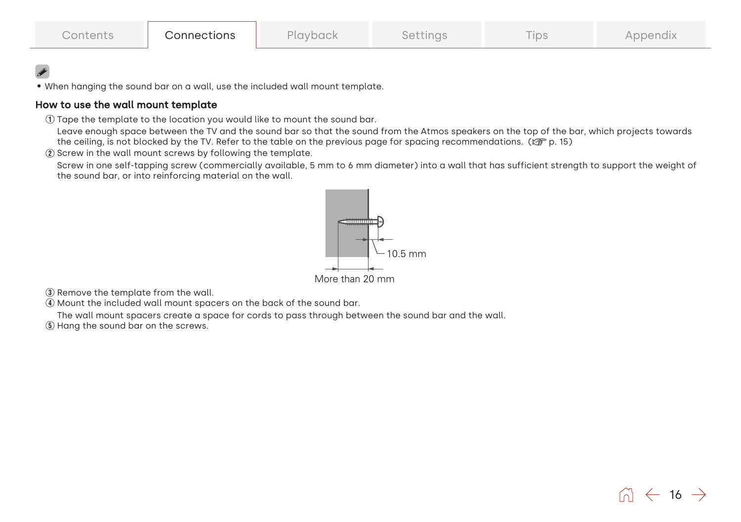- When hanging the sound bar on a wall, use the included wall mount template.

### How to use the wall mount template

① Tape the template to the location you would like to mount the sound bar.
Leave enough space between the TV and the sound bar so that the sound from the Atmos speakers on the top of the bar, which projects towards the ceiling, is not blocked by the TV. Refer to the table on the previous page for spacing recommendations. (☞ p. 15)

② Screw in the wall mount screws by following the template.
Screw in one self-tapping screw (commercially available, 5 mm to 6 mm diameter) into a wall that has sufficient strength to support the weight of the sound bar, or into reinforcing material on the wall.

10.5 mm

More than 20 mm

③ Remove the template from the wall.

④ Mount the included wall mount spacers on the back of the sound bar.
The wall mount spacers create a space for cords to pass through between the sound bar and the wall.

⑤ Hang the sound bar on the screws.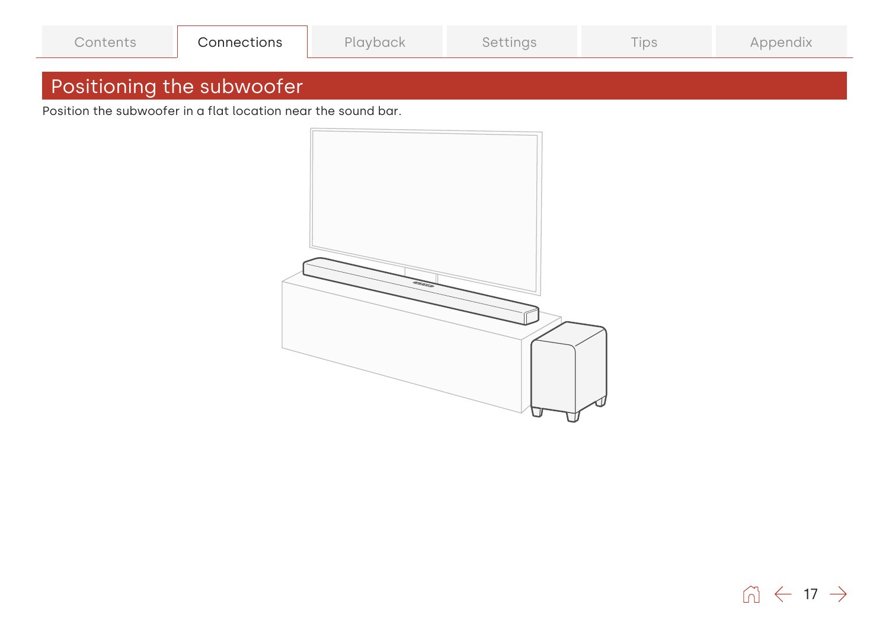# Positioning the subwoofer

Position the subwoofer in a flat location near the sound bar.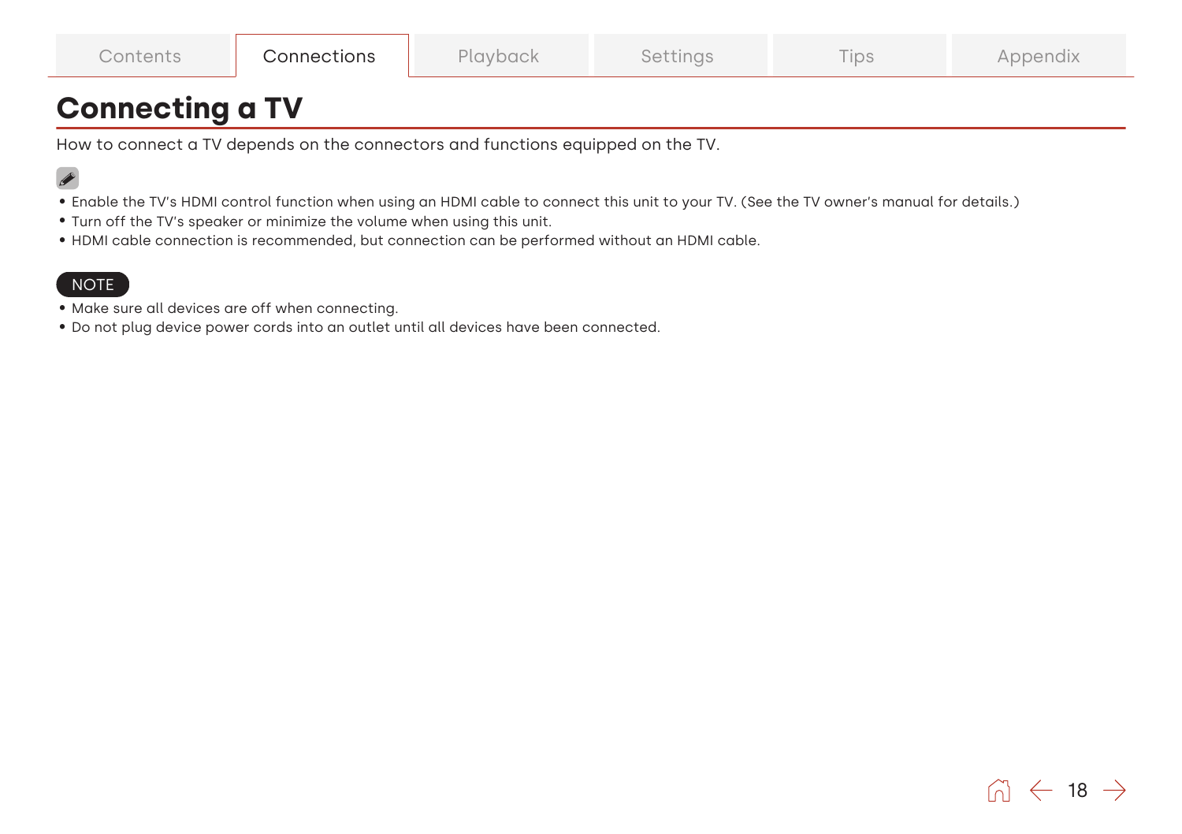# Connecting a TV

How to connect a TV depends on the connectors and functions equipped on the TV.

- Enable the TV's HDMI control function when using an HDMI cable to connect this unit to your TV. (See the TV owner's manual for details.)
- Turn off the TV's speaker or minimize the volume when using this unit.
- HDMI cable connection is recommended, but connection can be performed without an HDMI cable.

**NOTE**

- Make sure all devices are off when connecting.
- Do not plug device power cords into an outlet until all devices have been connected.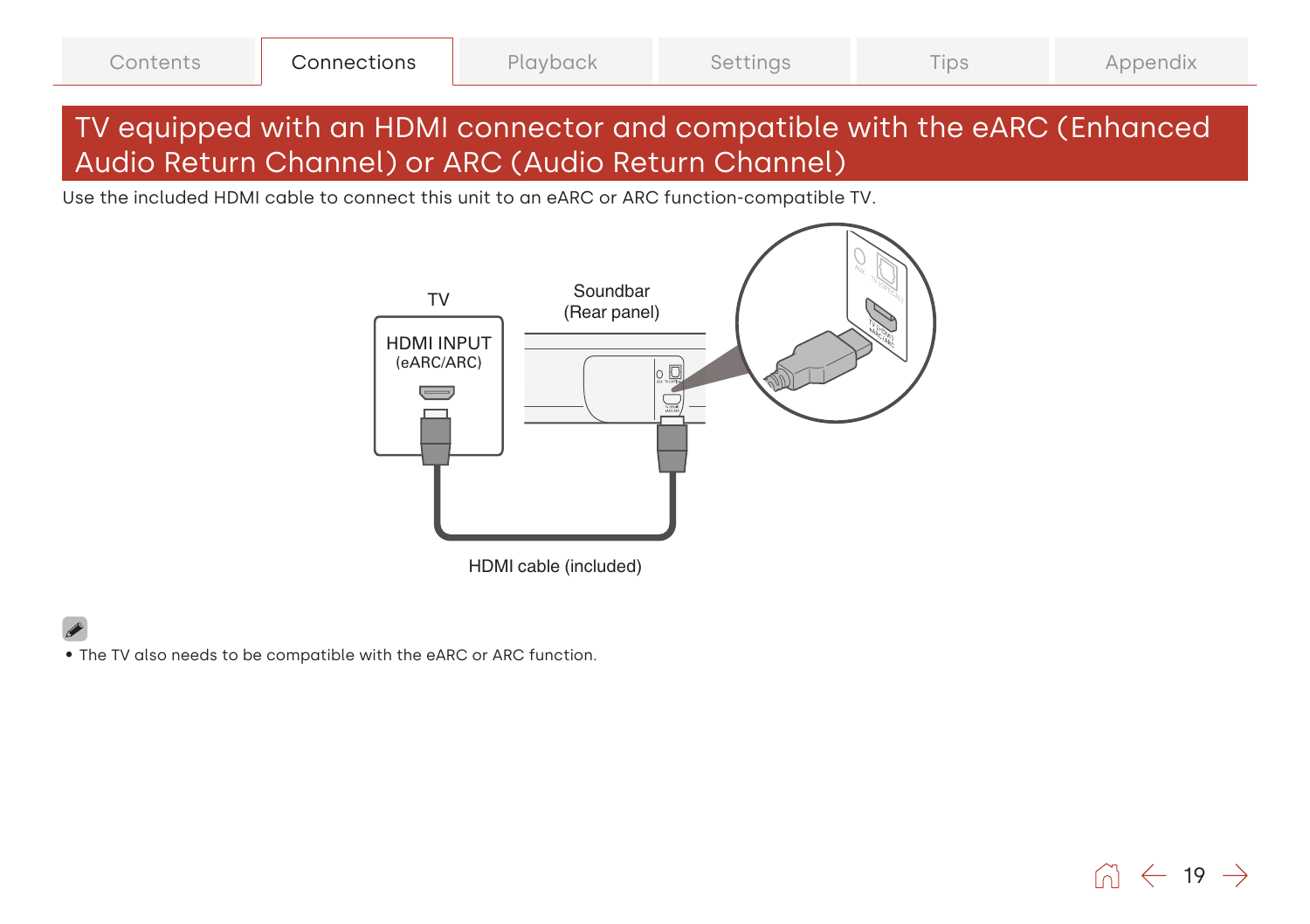# TV equipped with an HDMI connector and compatible with the eARC (Enhanced Audio Return Channel) or ARC (Audio Return Channel)

Use the included HDMI cable to connect this unit to an eARC or ARC function-compatible TV.

TV

HDMI INPUT (eARC/ARC)

Soundbar (Rear panel)

HDMI cable (included)

- The TV also needs to be compatible with the eARC or ARC function.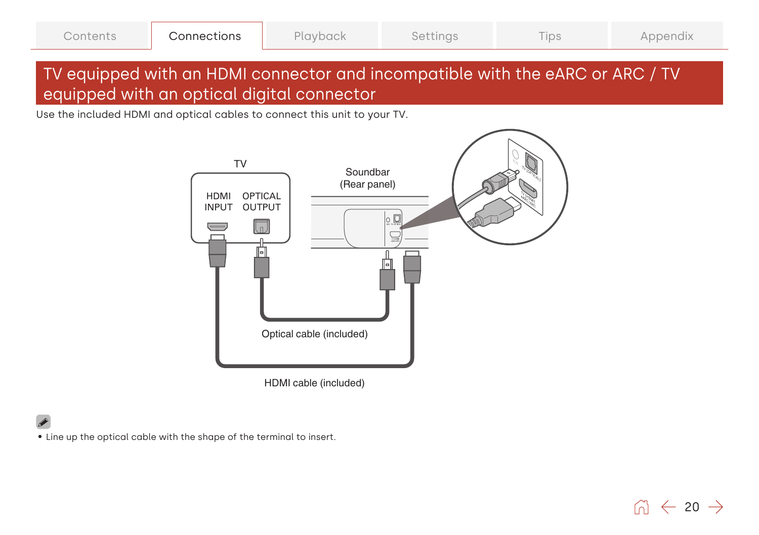# TV equipped with an HDMI connector and incompatible with the eARC or ARC / TV equipped with an optical digital connector

Use the included HDMI and optical cables to connect this unit to your TV.

TV

HDMI INPUT

OPTICAL OUTPUT

Soundbar (Rear panel)

Optical cable (included)

HDMI cable (included)

- Line up the optical cable with the shape of the terminal to insert.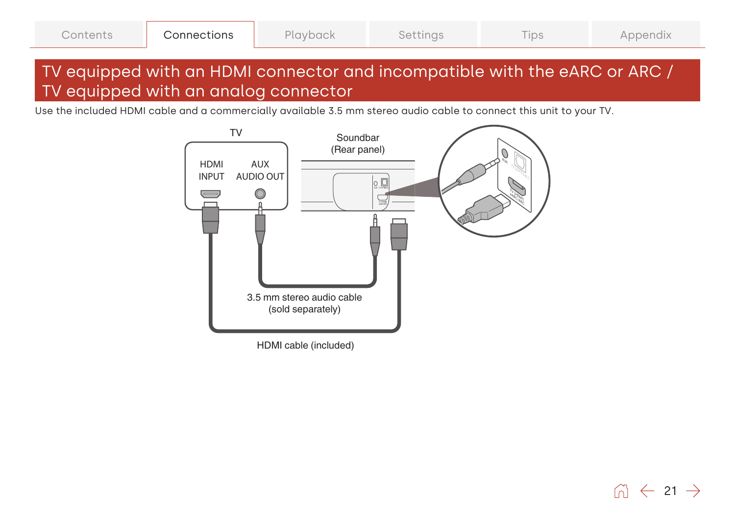## TV equipped with an HDMI connector and incompatible with the eARC or ARC / TV equipped with an analog connector

Use the included HDMI cable and a commercially available 3.5 mm stereo audio cable to connect this unit to your TV.

TV

HDMI INPUT

AUX AUDIO OUT

Soundbar (Rear panel)

3.5 mm stereo audio cable (sold separately)

HDMI cable (included)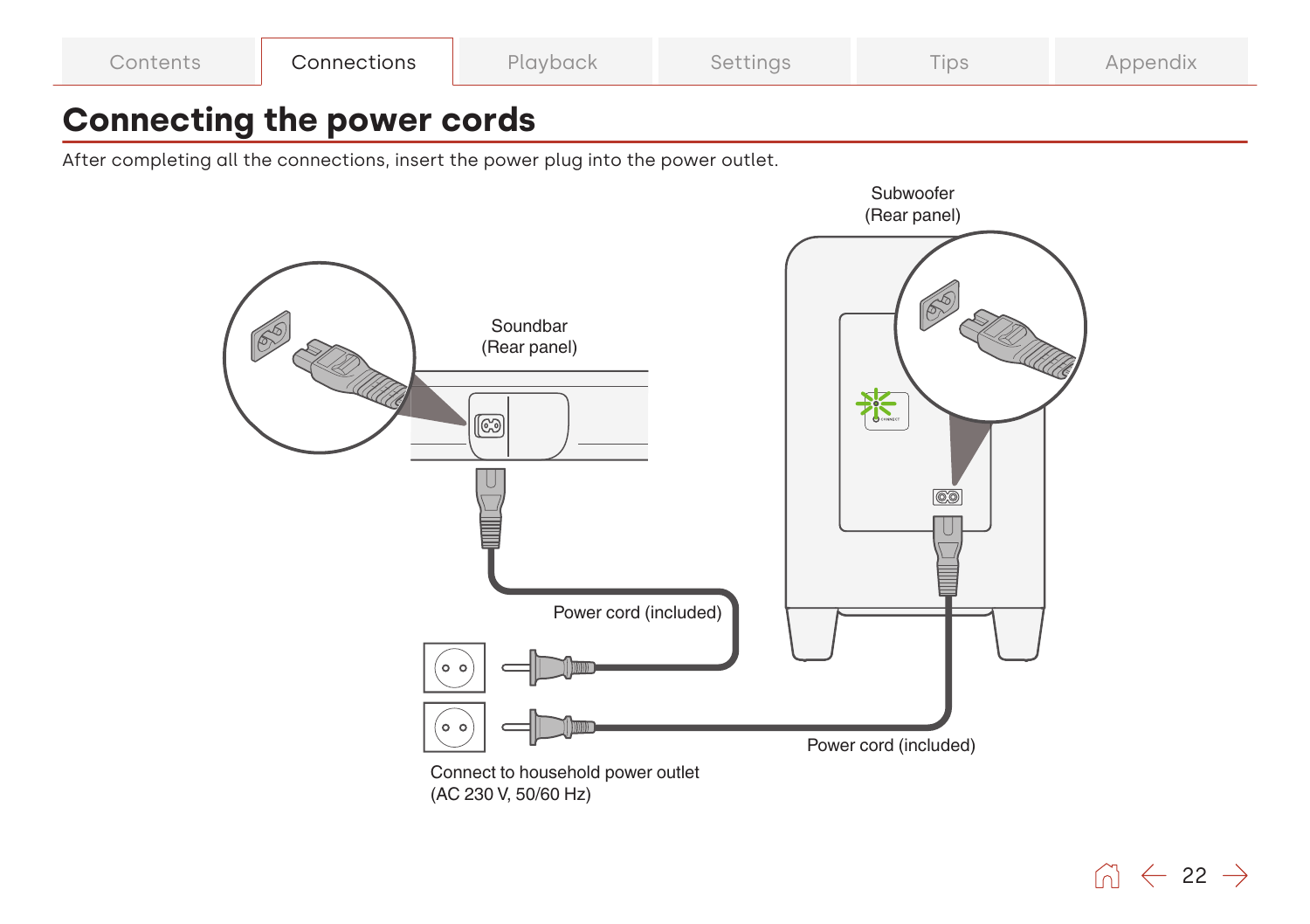# Connecting the power cords

After completing all the connections, insert the power plug into the power outlet.

Subwoofer
(Rear panel)

Soundbar
(Rear panel)

Power cord (included)

Power cord (included)

Connect to household power outlet
(AC 230 V, 50/60 Hz)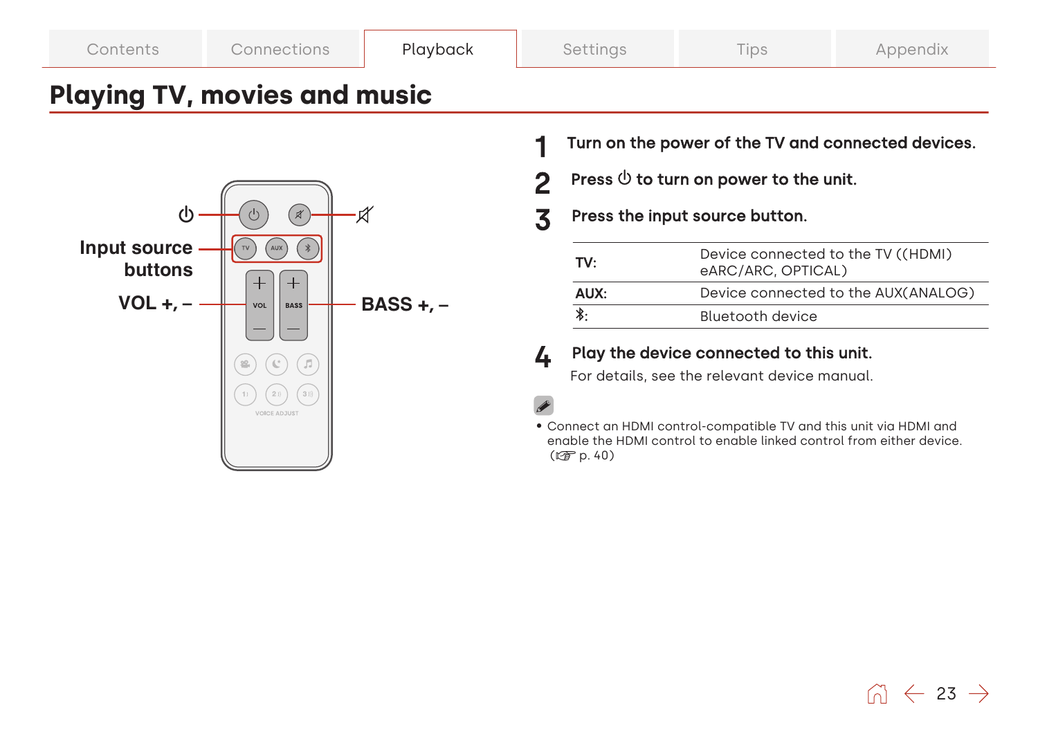# Playing TV, movies and music

⏻

Input source buttons

VOL +, –

BASS +, –

**1 Turn on the power of the TV and connected devices.**

**2 Press ⏻ to turn on power to the unit.**

**3 Press the input source button.**

| | |
|---|---|
| **TV:** | Device connected to the TV ((HDMI) eARC/ARC, OPTICAL) |
| **AUX:** | Device connected to the AUX(ANALOG) |
| **Bluetooth:** | Bluetooth device |

**4 Play the device connected to this unit.**

For details, see the relevant device manual.

- Connect an HDMI control-compatible TV and this unit via HDMI and enable the HDMI control to enable linked control from either device. (☞ p. 40)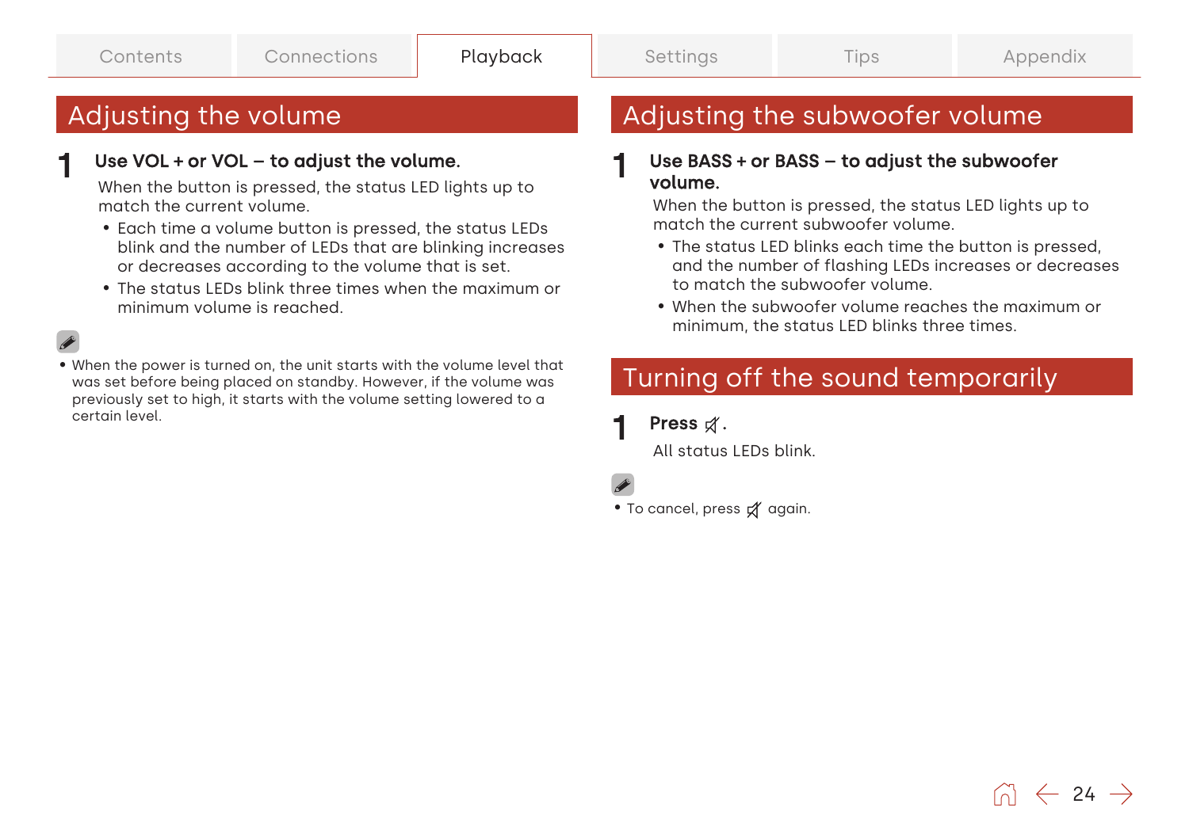## Adjusting the volume

**1 Use VOL + or VOL – to adjust the volume.**

When the button is pressed, the status LED lights up to match the current volume.

- Each time a volume button is pressed, the status LEDs blink and the number of LEDs that are blinking increases or decreases according to the volume that is set.
- The status LEDs blink three times when the maximum or minimum volume is reached.

- When the power is turned on, the unit starts with the volume level that was set before being placed on standby. However, if the volume was previously set to high, it starts with the volume setting lowered to a certain level.

## Adjusting the subwoofer volume

**1 Use BASS + or BASS – to adjust the subwoofer volume.**

When the button is pressed, the status LED lights up to match the current subwoofer volume.

- The status LED blinks each time the button is pressed, and the number of flashing LEDs increases or decreases to match the subwoofer volume.
- When the subwoofer volume reaches the maximum or minimum, the status LED blinks three times.

## Turning off the sound temporarily

**1 Press 🔇.**

All status LEDs blink.

- To cancel, press 🔇 again.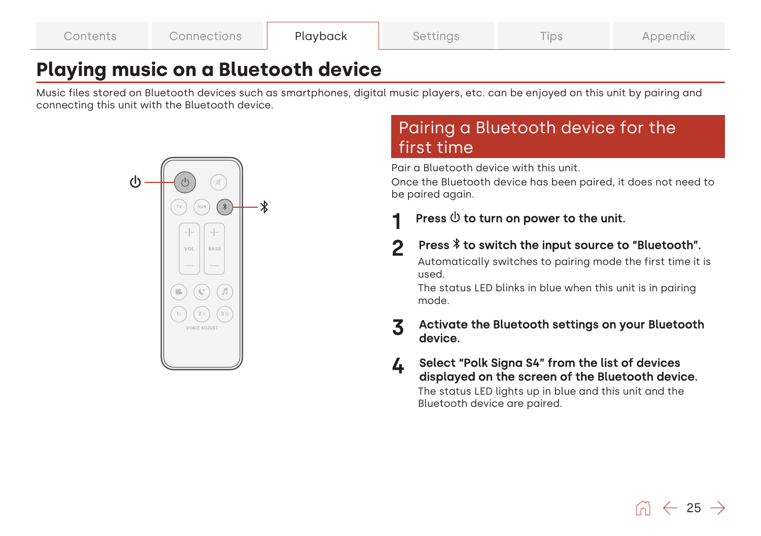# Playing music on a Bluetooth device

Music files stored on Bluetooth devices such as smartphones, digital music players, etc. can be enjoyed on this unit by pairing and connecting this unit with the Bluetooth device.

## Pairing a Bluetooth device for the first time

Pair a Bluetooth device with this unit.

Once the Bluetooth device has been paired, it does not need to be paired again.

1. **Press ⏻ to turn on power to the unit.**

2. **Press ✱ to switch the input source to "Bluetooth".**

   Automatically switches to pairing mode the first time it is used.

   The status LED blinks in blue when this unit is in pairing mode.

3. **Activate the Bluetooth settings on your Bluetooth device.**

4. **Select "Polk Signa S4" from the list of devices displayed on the screen of the Bluetooth device.**

   The status LED lights up in blue and this unit and the Bluetooth device are paired.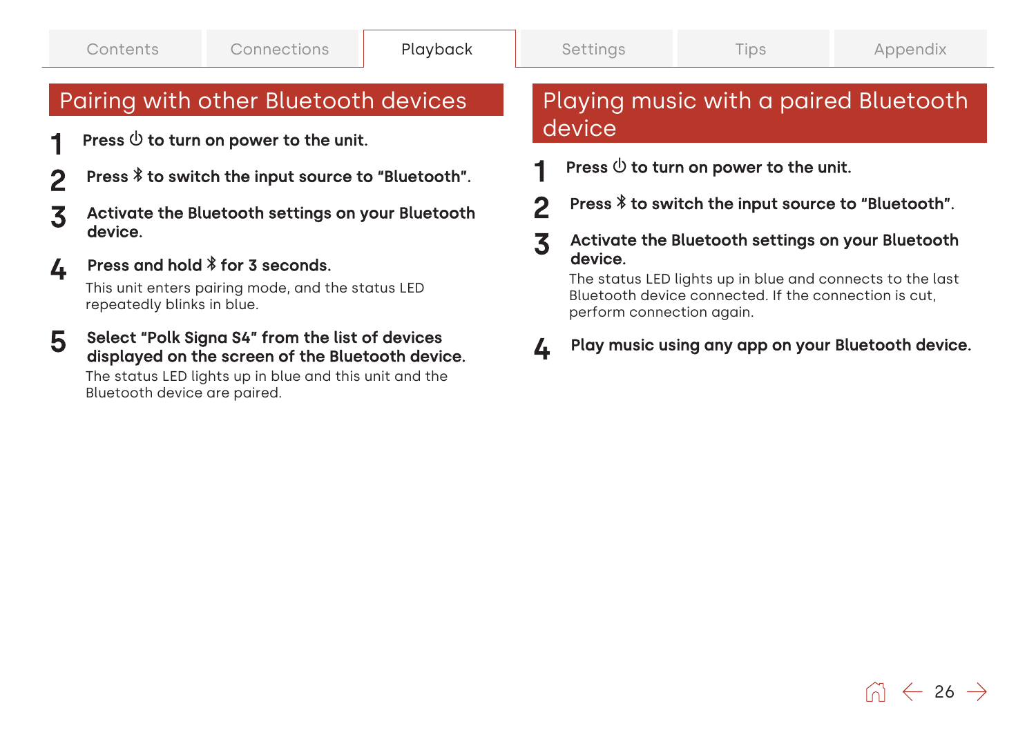## Pairing with other Bluetooth devices

1. **Press ⏻ to turn on power to the unit.**
2. **Press ᛒ to switch the input source to "Bluetooth".**
3. **Activate the Bluetooth settings on your Bluetooth device.**
4. **Press and hold ᛒ for 3 seconds.**
   This unit enters pairing mode, and the status LED repeatedly blinks in blue.
5. **Select "Polk Signa S4" from the list of devices displayed on the screen of the Bluetooth device.**
   The status LED lights up in blue and this unit and the Bluetooth device are paired.

## Playing music with a paired Bluetooth device

1. **Press ⏻ to turn on power to the unit.**
2. **Press ᛒ to switch the input source to "Bluetooth".**
3. **Activate the Bluetooth settings on your Bluetooth device.**
   The status LED lights up in blue and connects to the last Bluetooth device connected. If the connection is cut, perform connection again.
4. **Play music using any app on your Bluetooth device.**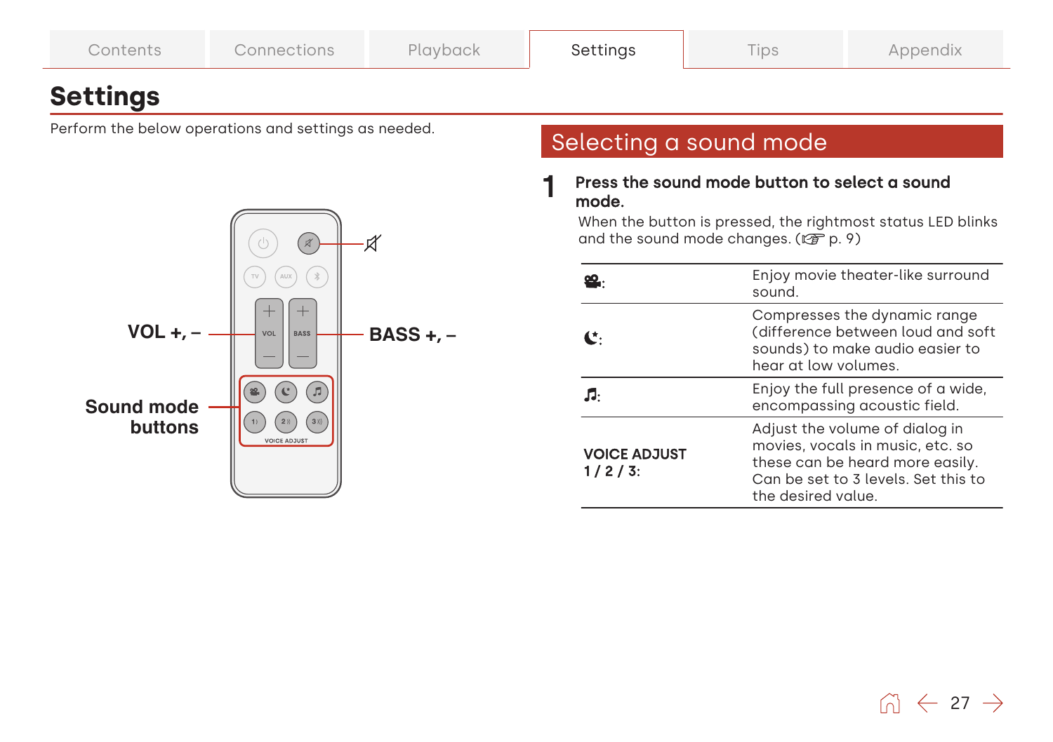# Settings

Perform the below operations and settings as needed.

VOL +, –

BASS +, –

Sound mode buttons

## Selecting a sound mode

**1 Press the sound mode button to select a sound mode.**

When the button is pressed, the rightmost status LED blinks and the sound mode changes. (☞ p. 9)

| | |
|---|---|
| 🎥: | Enjoy movie theater-like surround sound. |
| ☾: | Compresses the dynamic range (difference between loud and soft sounds) to make audio easier to hear at low volumes. |
| ♫: | Enjoy the full presence of a wide, encompassing acoustic field. |
| **VOICE ADJUST 1 / 2 / 3:** | Adjust the volume of dialog in movies, vocals in music, etc. so these can be heard more easily. Can be set to 3 levels. Set this to the desired value. |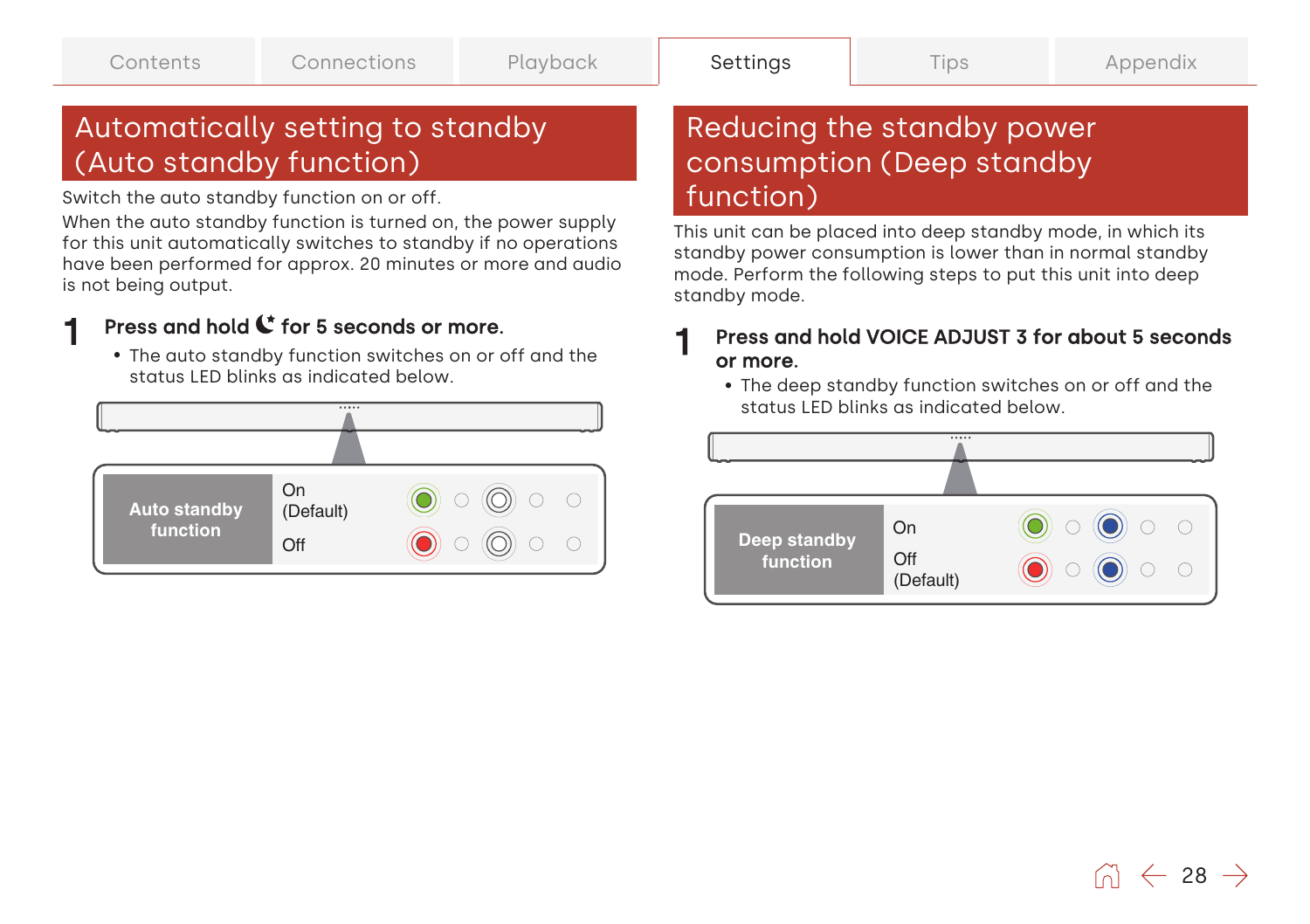## Automatically setting to standby (Auto standby function)

Switch the auto standby function on or off.

When the auto standby function is turned on, the power supply for this unit automatically switches to standby if no operations have been performed for approx. 20 minutes or more and audio is not being output.

**1 Press and hold ☾ for 5 seconds or more.**

- The auto standby function switches on or off and the status LED blinks as indicated below.

| Auto standby function | |
|---|---|
| On (Default) | |
| Off | |

## Reducing the standby power consumption (Deep standby function)

This unit can be placed into deep standby mode, in which its standby power consumption is lower than in normal standby mode. Perform the following steps to put this unit into deep standby mode.

**1 Press and hold VOICE ADJUST 3 for about 5 seconds or more.**

- The deep standby function switches on or off and the status LED blinks as indicated below.

| Deep standby function | |
|---|---|
| On | |
| Off (Default) | |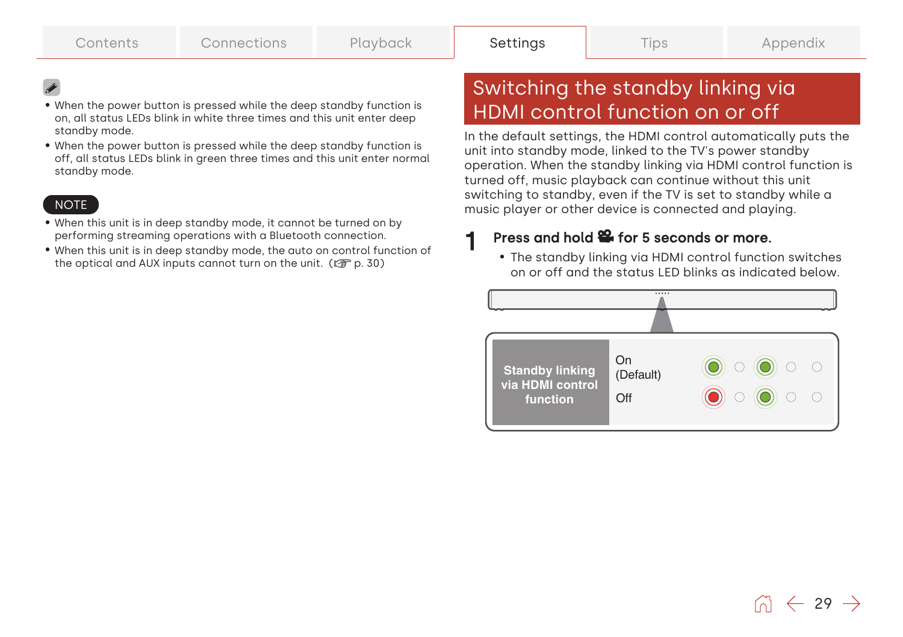- When the power button is pressed while the deep standby function is on, all status LEDs blink in white three times and this unit enter deep standby mode.
- When the power button is pressed while the deep standby function is off, all status LEDs blink in green three times and this unit enter normal standby mode.

**NOTE**

- When this unit is in deep standby mode, it cannot be turned on by performing streaming operations with a Bluetooth connection.
- When this unit is in deep standby mode, the auto on control function of the optical and AUX inputs cannot turn on the unit. (☞ p. 30)

## Switching the standby linking via HDMI control function on or off

In the default settings, the HDMI control automatically puts the unit into standby mode, linked to the TV's power standby operation. When the standby linking via HDMI control function is turned off, music playback can continue without this unit switching to standby, even if the TV is set to standby while a music player or other device is connected and playing.

**1 Press and hold 🎥 for 5 seconds or more.**

- The standby linking via HDMI control function switches on or off and the status LED blinks as indicated below.

| Standby linking via HDMI control function | | |
|---|---|---|
| | On (Default) | Green ○ Green ○ ○ |
| | Off | Red ○ Green ○ ○ |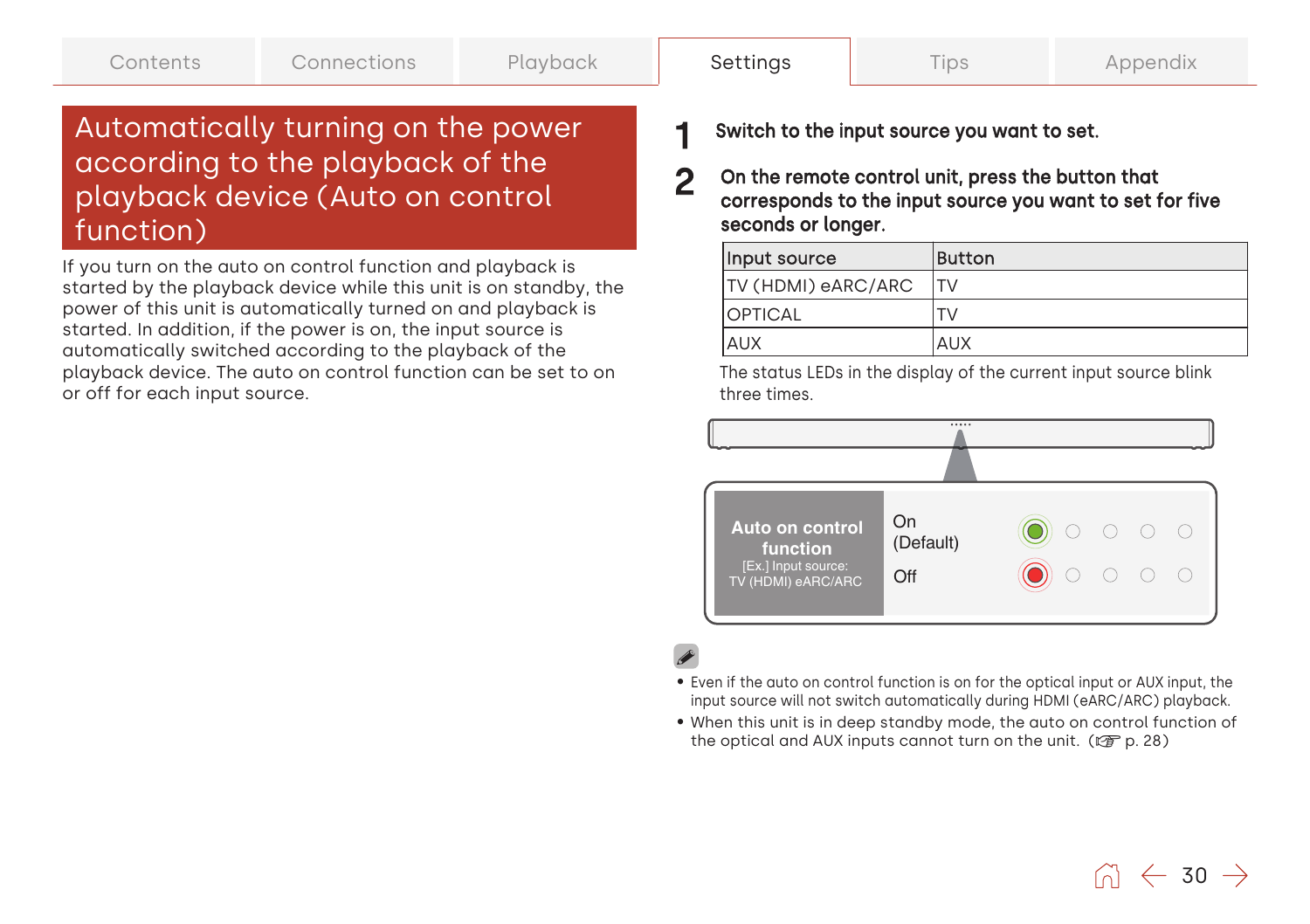# Automatically turning on the power according to the playback of the playback device (Auto on control function)

If you turn on the auto on control function and playback is started by the playback device while this unit is on standby, the power of this unit is automatically turned on and playback is started. In addition, if the power is on, the input source is automatically switched according to the playback of the playback device. The auto on control function can be set to on or off for each input source.

**1** **Switch to the input source you want to set.**

**2** **On the remote control unit, press the button that corresponds to the input source you want to set for five seconds or longer.**

| Input source | Button |
|---|---|
| TV (HDMI) eARC/ARC | TV |
| OPTICAL | TV |
| AUX | AUX |

The status LEDs in the display of the current input source blink three times.

| Auto on control function [Ex.] Input source: TV (HDMI) eARC/ARC | |
|---|---|
| On (Default) | ● ○ ○ ○ ○ |
| Off | ● ○ ○ ○ ○ |

- Even if the auto on control function is on for the optical input or AUX input, the input source will not switch automatically during HDMI (eARC/ARC) playback.
- When this unit is in deep standby mode, the auto on control function of the optical and AUX inputs cannot turn on the unit. (☞ p. 28)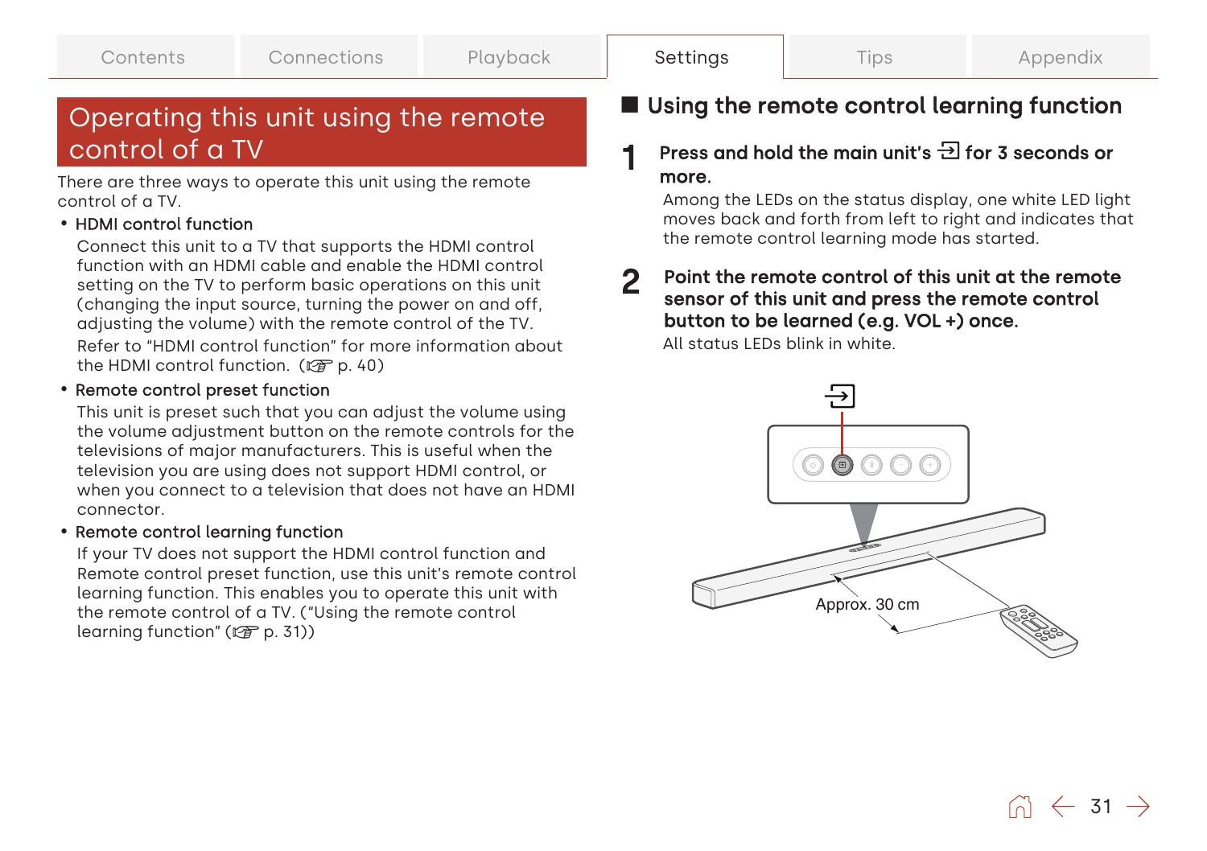# Operating this unit using the remote control of a TV

There are three ways to operate this unit using the remote control of a TV.

- HDMI control function

  Connect this unit to a TV that supports the HDMI control function with an HDMI cable and enable the HDMI control setting on the TV to perform basic operations on this unit (changing the input source, turning the power on and off, adjusting the volume) with the remote control of the TV.

  Refer to "HDMI control function" for more information about the HDMI control function. (☞ p. 40)

- Remote control preset function

  This unit is preset such that you can adjust the volume using the volume adjustment button on the remote controls for the televisions of major manufacturers. This is useful when the television you are using does not support HDMI control, or when you connect to a television that does not have an HDMI connector.

- Remote control learning function

  If your TV does not support the HDMI control function and Remote control preset function, use this unit's remote control learning function. This enables you to operate this unit with the remote control of a TV. ("Using the remote control learning function" (☞ p. 31))

## ■ Using the remote control learning function

**1 Press and hold the main unit's ⇥ for 3 seconds or more.**

Among the LEDs on the status display, one white LED light moves back and forth from left to right and indicates that the remote control learning mode has started.

**2 Point the remote control of this unit at the remote sensor of this unit and press the remote control button to be learned (e.g. VOL +) once.**

All status LEDs blink in white.

Approx. 30 cm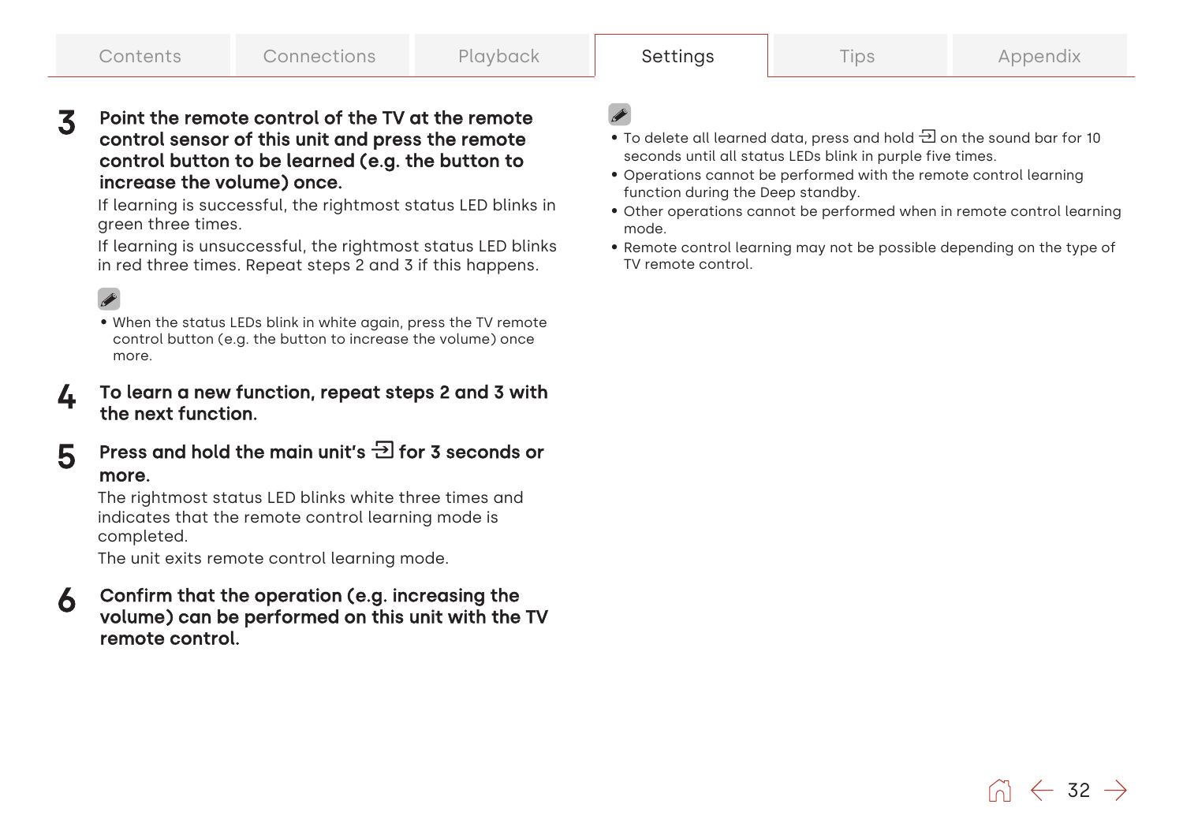3. **Point the remote control of the TV at the remote control sensor of this unit and press the remote control button to be learned (e.g. the button to increase the volume) once.**

   If learning is successful, the rightmost status LED blinks in green three times.

   If learning is unsuccessful, the rightmost status LED blinks in red three times. Repeat steps 2 and 3 if this happens.

   - When the status LEDs blink in white again, press the TV remote control button (e.g. the button to increase the volume) once more.

4. **To learn a new function, repeat steps 2 and 3 with the next function.**

5. **Press and hold the main unit's ⇥ for 3 seconds or more.**

   The rightmost status LED blinks white three times and indicates that the remote control learning mode is completed.

   The unit exits remote control learning mode.

6. **Confirm that the operation (e.g. increasing the volume) can be performed on this unit with the TV remote control.**

- To delete all learned data, press and hold ⇥ on the sound bar for 10 seconds until all status LEDs blink in purple five times.
- Operations cannot be performed with the remote control learning function during the Deep standby.
- Other operations cannot be performed when in remote control learning mode.
- Remote control learning may not be possible depending on the type of TV remote control.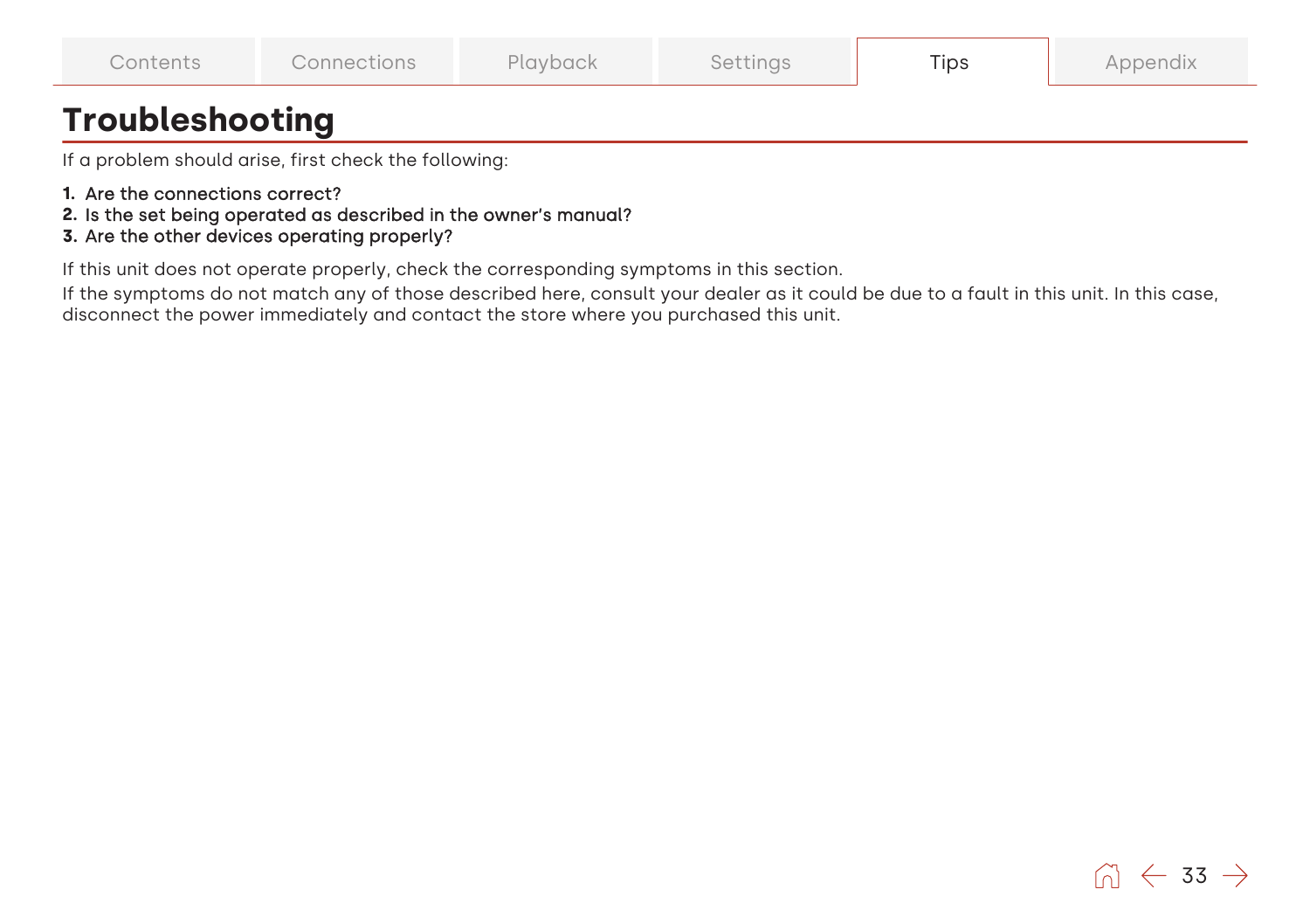# Troubleshooting

If a problem should arise, first check the following:

1. Are the connections correct?
2. Is the set being operated as described in the owner's manual?
3. Are the other devices operating properly?

If this unit does not operate properly, check the corresponding symptoms in this section.

If the symptoms do not match any of those described here, consult your dealer as it could be due to a fault in this unit. In this case, disconnect the power immediately and contact the store where you purchased this unit.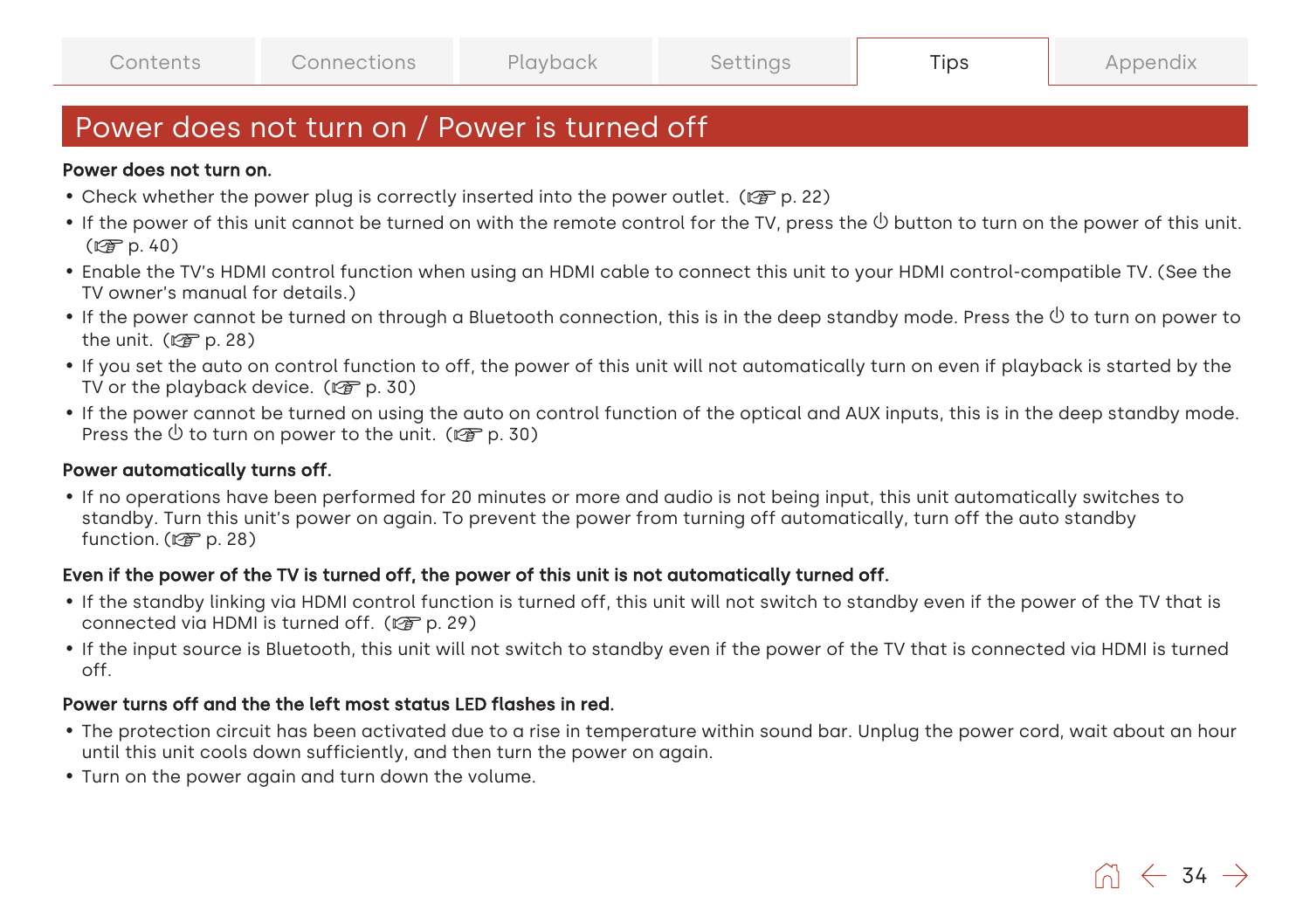# Power does not turn on / Power is turned off

**Power does not turn on.**

- Check whether the power plug is correctly inserted into the power outlet. (☞ p. 22)
- If the power of this unit cannot be turned on with the remote control for the TV, press the ⏻ button to turn on the power of this unit. (☞ p. 40)
- Enable the TV's HDMI control function when using an HDMI cable to connect this unit to your HDMI control-compatible TV. (See the TV owner's manual for details.)
- If the power cannot be turned on through a Bluetooth connection, this is in the deep standby mode. Press the ⏻ to turn on power to the unit. (☞ p. 28)
- If you set the auto on control function to off, the power of this unit will not automatically turn on even if playback is started by the TV or the playback device. (☞ p. 30)
- If the power cannot be turned on using the auto on control function of the optical and AUX inputs, this is in the deep standby mode. Press the ⏻ to turn on power to the unit. (☞ p. 30)

**Power automatically turns off.**

- If no operations have been performed for 20 minutes or more and audio is not being input, this unit automatically switches to standby. Turn this unit's power on again. To prevent the power from turning off automatically, turn off the auto standby function. (☞ p. 28)

**Even if the power of the TV is turned off, the power of this unit is not automatically turned off.**

- If the standby linking via HDMI control function is turned off, this unit will not switch to standby even if the power of the TV that is connected via HDMI is turned off. (☞ p. 29)
- If the input source is Bluetooth, this unit will not switch to standby even if the power of the TV that is connected via HDMI is turned off.

**Power turns off and the the left most status LED flashes in red.**

- The protection circuit has been activated due to a rise in temperature within sound bar. Unplug the power cord, wait about an hour until this unit cools down sufficiently, and then turn the power on again.
- Turn on the power again and turn down the volume.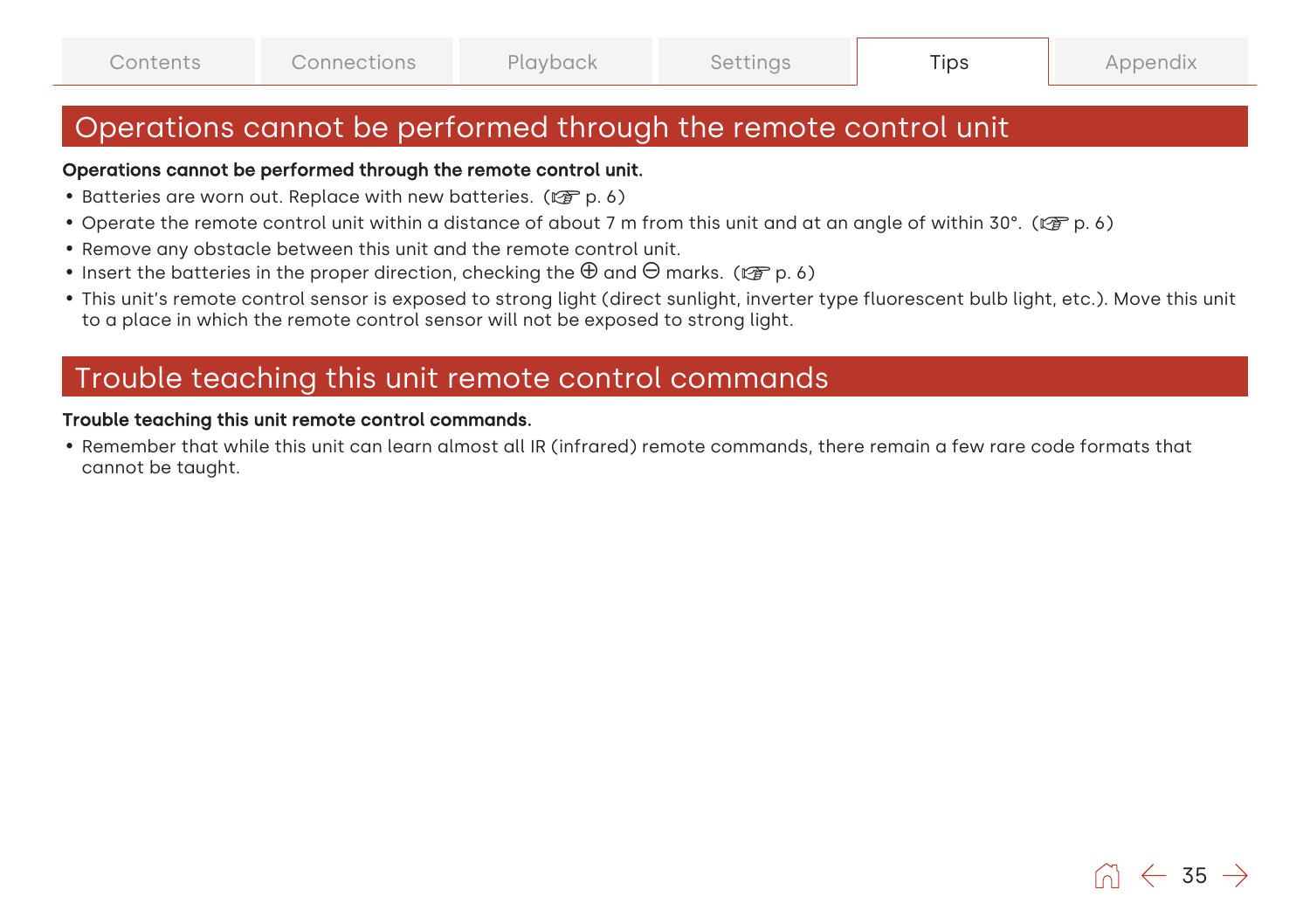## Operations cannot be performed through the remote control unit

**Operations cannot be performed through the remote control unit.**

- Batteries are worn out. Replace with new batteries. (☞ p. 6)
- Operate the remote control unit within a distance of about 7 m from this unit and at an angle of within 30°. (☞ p. 6)
- Remove any obstacle between this unit and the remote control unit.
- Insert the batteries in the proper direction, checking the ⊕ and ⊖ marks. (☞ p. 6)
- This unit's remote control sensor is exposed to strong light (direct sunlight, inverter type fluorescent bulb light, etc.). Move this unit to a place in which the remote control sensor will not be exposed to strong light.

## Trouble teaching this unit remote control commands

**Trouble teaching this unit remote control commands.**

- Remember that while this unit can learn almost all IR (infrared) remote commands, there remain a few rare code formats that cannot be taught.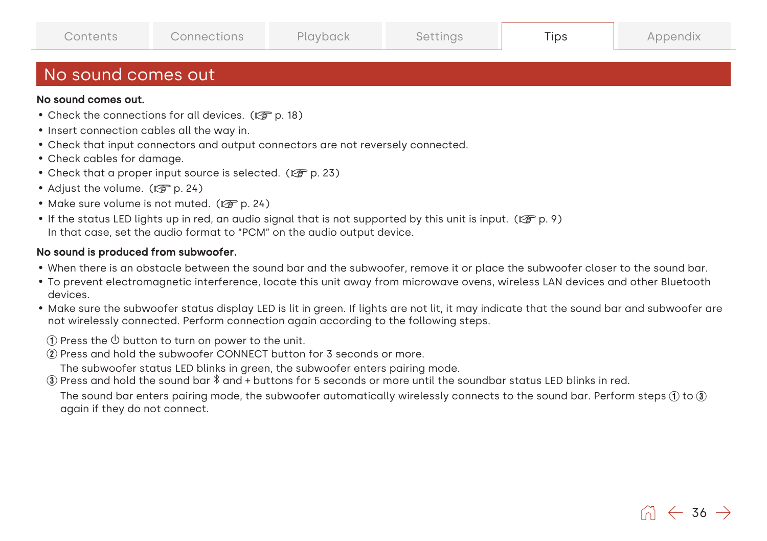# No sound comes out

**No sound comes out.**

- Check the connections for all devices. (☞ p. 18)
- Insert connection cables all the way in.
- Check that input connectors and output connectors are not reversely connected.
- Check cables for damage.
- Check that a proper input source is selected. (☞ p. 23)
- Adjust the volume. (☞ p. 24)
- Make sure volume is not muted. (☞ p. 24)
- If the status LED lights up in red, an audio signal that is not supported by this unit is input. (☞ p. 9)
  In that case, set the audio format to "PCM" on the audio output device.

**No sound is produced from subwoofer.**

- When there is an obstacle between the sound bar and the subwoofer, remove it or place the subwoofer closer to the sound bar.
- To prevent electromagnetic interference, locate this unit away from microwave ovens, wireless LAN devices and other Bluetooth devices.
- Make sure the subwoofer status display LED is lit in green. If lights are not lit, it may indicate that the sound bar and subwoofer are not wirelessly connected. Perform connection again according to the following steps.

  ① Press the ⏻ button to turn on power to the unit.
  ② Press and hold the subwoofer CONNECT button for 3 seconds or more.
  The subwoofer status LED blinks in green, the subwoofer enters pairing mode.
  ③ Press and hold the sound bar ᛒ and + buttons for 5 seconds or more until the soundbar status LED blinks in red.
  The sound bar enters pairing mode, the subwoofer automatically wirelessly connects to the sound bar. Perform steps ① to ③ again if they do not connect.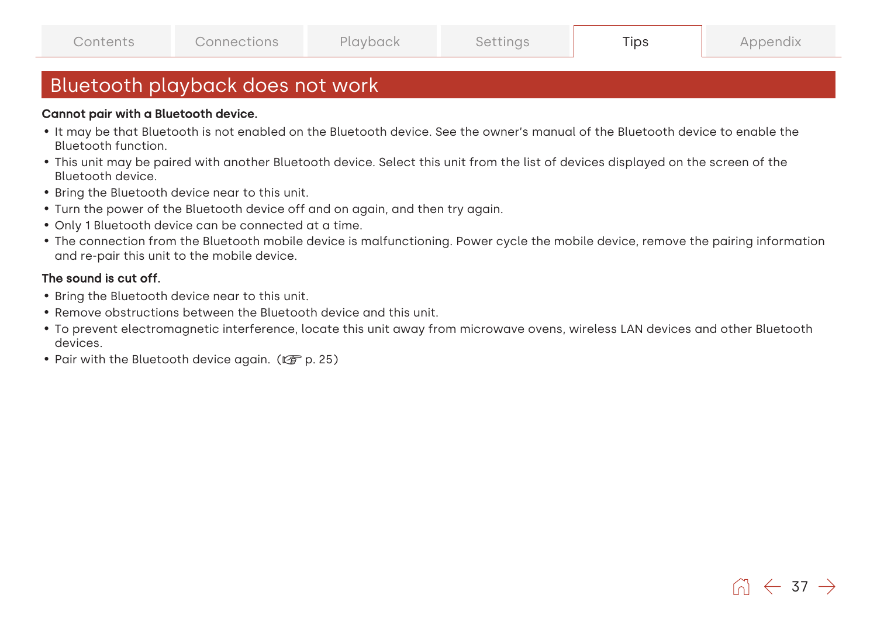## Bluetooth playback does not work

**Cannot pair with a Bluetooth device.**

- It may be that Bluetooth is not enabled on the Bluetooth device. See the owner's manual of the Bluetooth device to enable the Bluetooth function.
- This unit may be paired with another Bluetooth device. Select this unit from the list of devices displayed on the screen of the Bluetooth device.
- Bring the Bluetooth device near to this unit.
- Turn the power of the Bluetooth device off and on again, and then try again.
- Only 1 Bluetooth device can be connected at a time.
- The connection from the Bluetooth mobile device is malfunctioning. Power cycle the mobile device, remove the pairing information and re-pair this unit to the mobile device.

**The sound is cut off.**

- Bring the Bluetooth device near to this unit.
- Remove obstructions between the Bluetooth device and this unit.
- To prevent electromagnetic interference, locate this unit away from microwave ovens, wireless LAN devices and other Bluetooth devices.
- Pair with the Bluetooth device again. (☞ p. 25)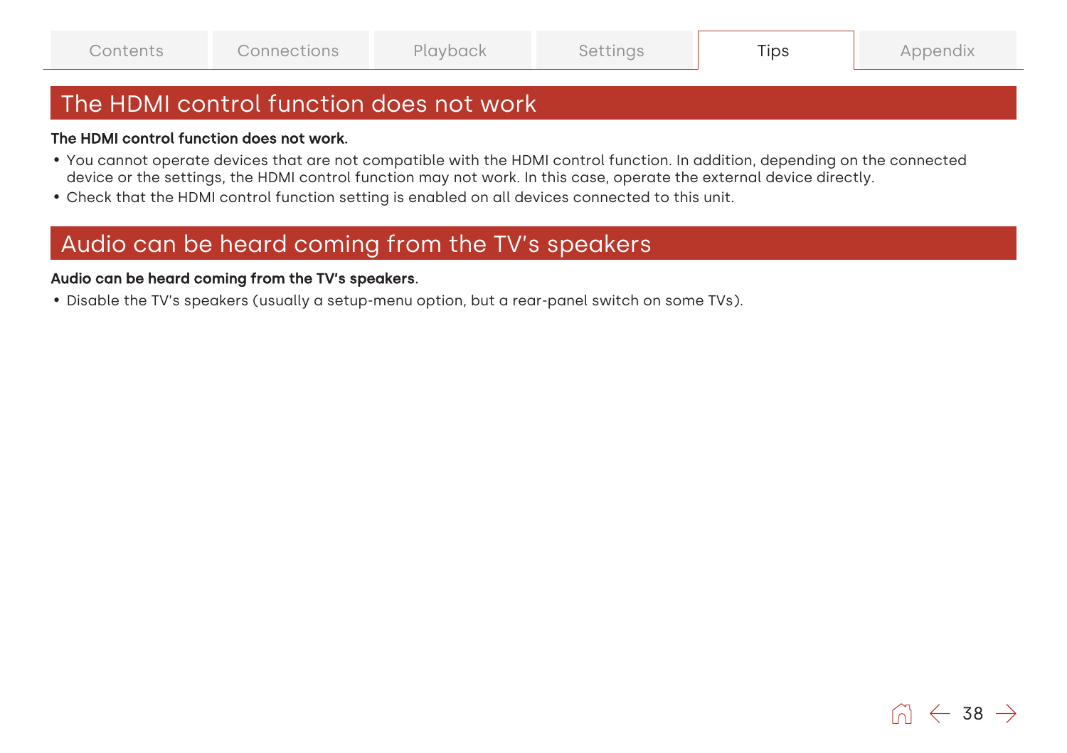## The HDMI control function does not work

**The HDMI control function does not work.**

- You cannot operate devices that are not compatible with the HDMI control function. In addition, depending on the connected device or the settings, the HDMI control function may not work. In this case, operate the external device directly.
- Check that the HDMI control function setting is enabled on all devices connected to this unit.

## Audio can be heard coming from the TV’s speakers

**Audio can be heard coming from the TV’s speakers.**

- Disable the TV’s speakers (usually a setup-menu option, but a rear-panel switch on some TVs).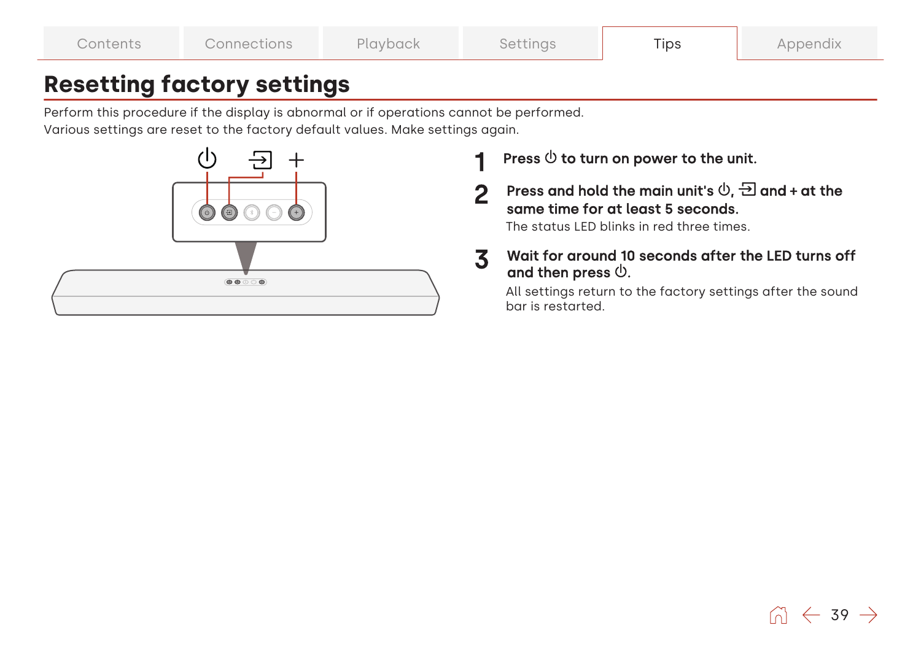# Resetting factory settings

Perform this procedure if the display is abnormal or if operations cannot be performed.
Various settings are reset to the factory default values. Make settings again.

1. **Press ⏻ to turn on power to the unit.**

2. **Press and hold the main unit's ⏻, ⇥ and + at the same time for at least 5 seconds.**
   The status LED blinks in red three times.

3. **Wait for around 10 seconds after the LED turns off and then press ⏻.**
   All settings return to the factory settings after the sound bar is restarted.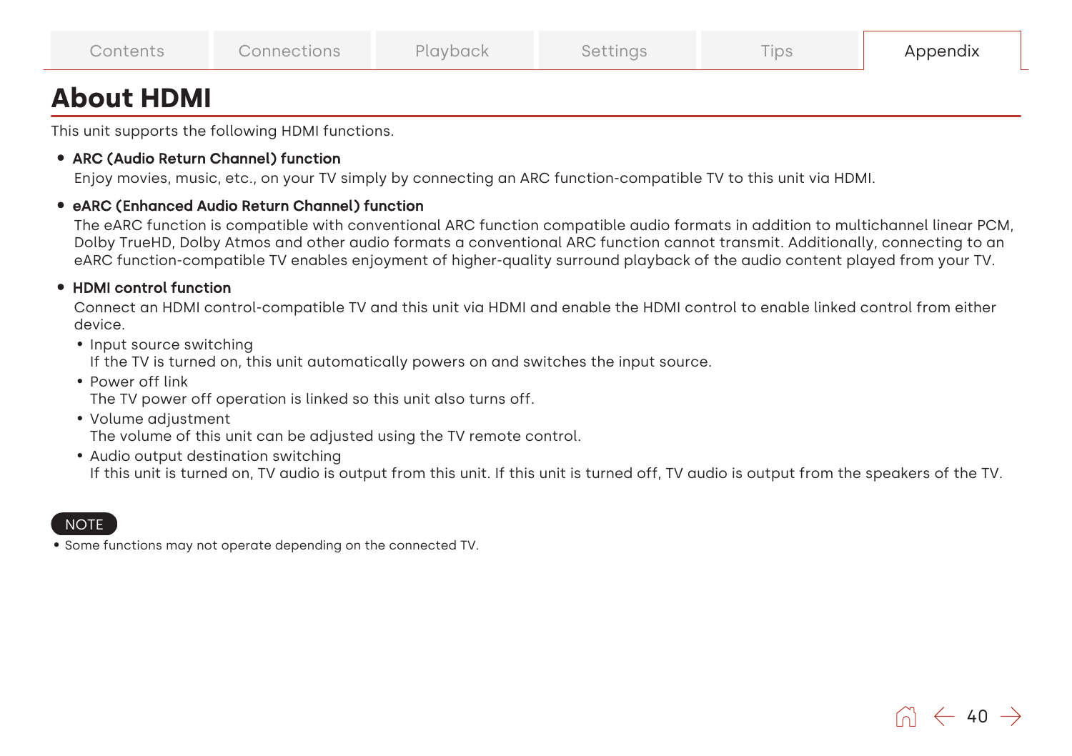# About HDMI

This unit supports the following HDMI functions.

- **ARC (Audio Return Channel) function**
  Enjoy movies, music, etc., on your TV simply by connecting an ARC function-compatible TV to this unit via HDMI.

- **eARC (Enhanced Audio Return Channel) function**
  The eARC function is compatible with conventional ARC function compatible audio formats in addition to multichannel linear PCM, Dolby TrueHD, Dolby Atmos and other audio formats a conventional ARC function cannot transmit. Additionally, connecting to an eARC function-compatible TV enables enjoyment of higher-quality surround playback of the audio content played from your TV.

- **HDMI control function**
  Connect an HDMI control-compatible TV and this unit via HDMI and enable the HDMI control to enable linked control from either device.
  - Input source switching
    If the TV is turned on, this unit automatically powers on and switches the input source.
  - Power off link
    The TV power off operation is linked so this unit also turns off.
  - Volume adjustment
    The volume of this unit can be adjusted using the TV remote control.
  - Audio output destination switching
    If this unit is turned on, TV audio is output from this unit. If this unit is turned off, TV audio is output from the speakers of the TV.

NOTE

- Some functions may not operate depending on the connected TV.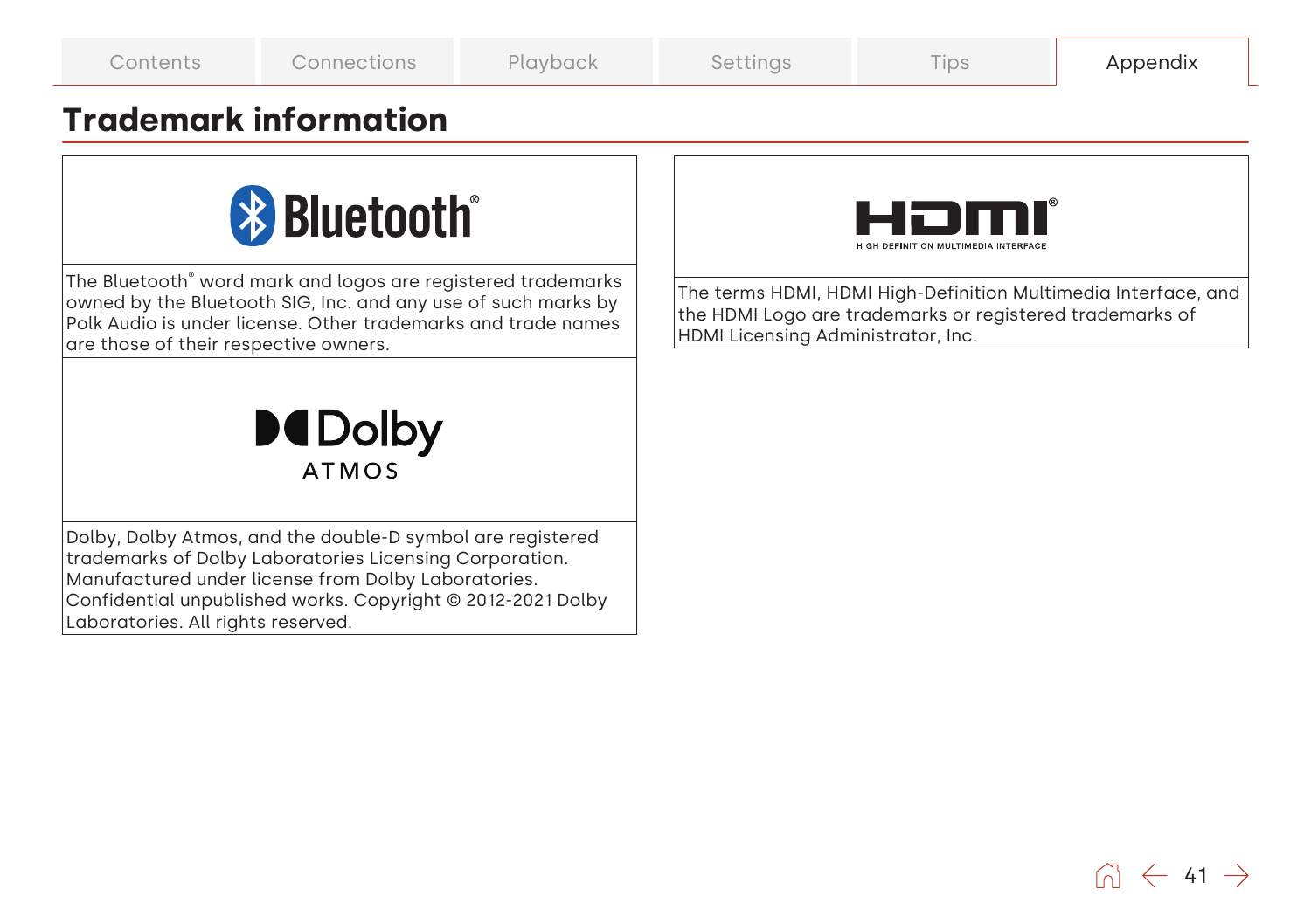# Trademark information

The Bluetooth® word mark and logos are registered trademarks owned by the Bluetooth SIG, Inc. and any use of such marks by Polk Audio is under license. Other trademarks and trade names are those of their respective owners.

Dolby, Dolby Atmos, and the double-D symbol are registered trademarks of Dolby Laboratories Licensing Corporation. Manufactured under license from Dolby Laboratories. Confidential unpublished works. Copyright © 2012-2021 Dolby Laboratories. All rights reserved.

The terms HDMI, HDMI High-Definition Multimedia Interface, and the HDMI Logo are trademarks or registered trademarks of HDMI Licensing Administrator, Inc.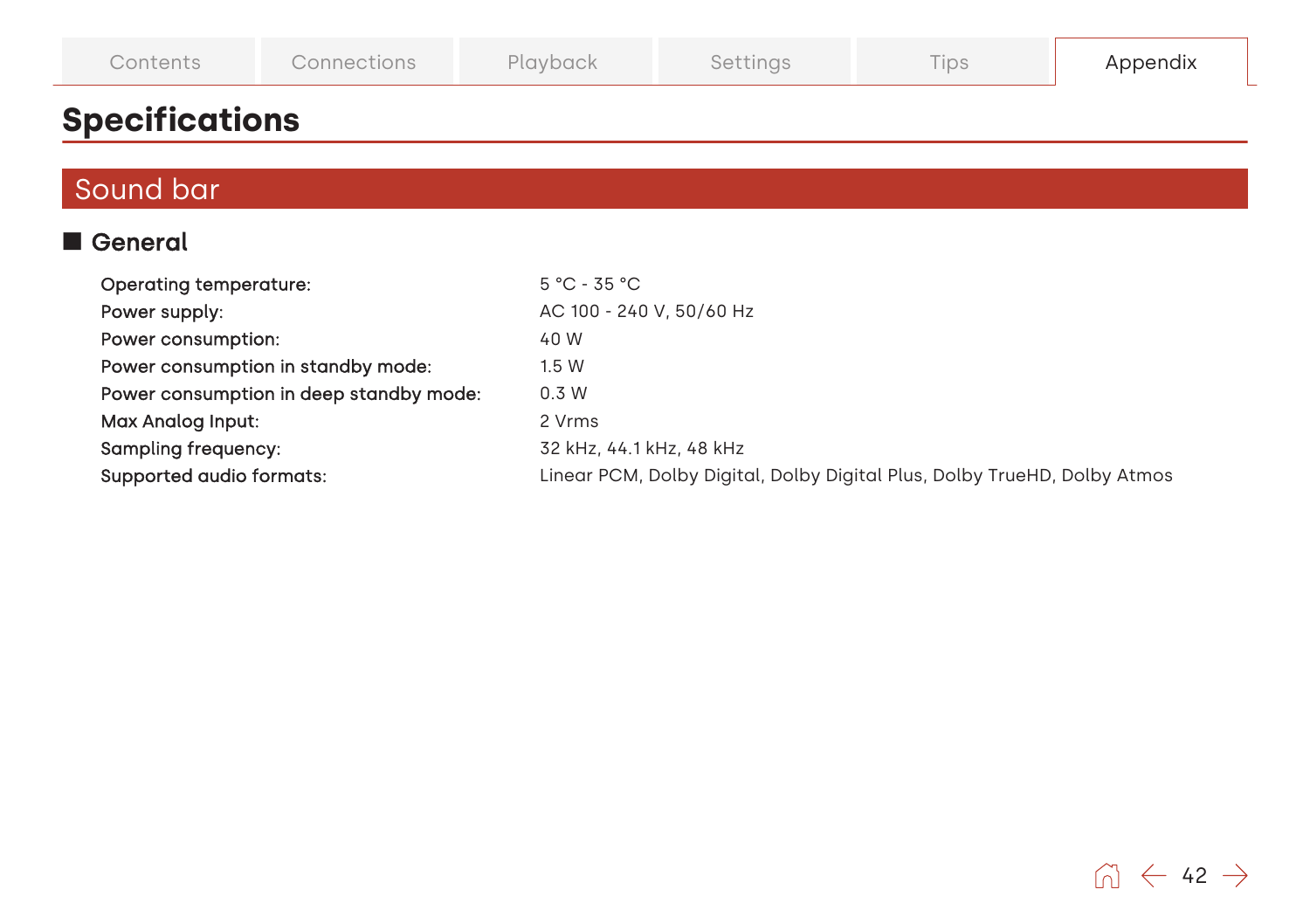# Specifications

## Sound bar

### General

| | |
|---|---|
| Operating temperature: | 5 °C - 35 °C |
| Power supply: | AC 100 - 240 V, 50/60 Hz |
| Power consumption: | 40 W |
| Power consumption in standby mode: | 1.5 W |
| Power consumption in deep standby mode: | 0.3 W |
| Max Analog Input: | 2 Vrms |
| Sampling frequency: | 32 kHz, 44.1 kHz, 48 kHz |
| Supported audio formats: | Linear PCM, Dolby Digital, Dolby Digital Plus, Dolby TrueHD, Dolby Atmos |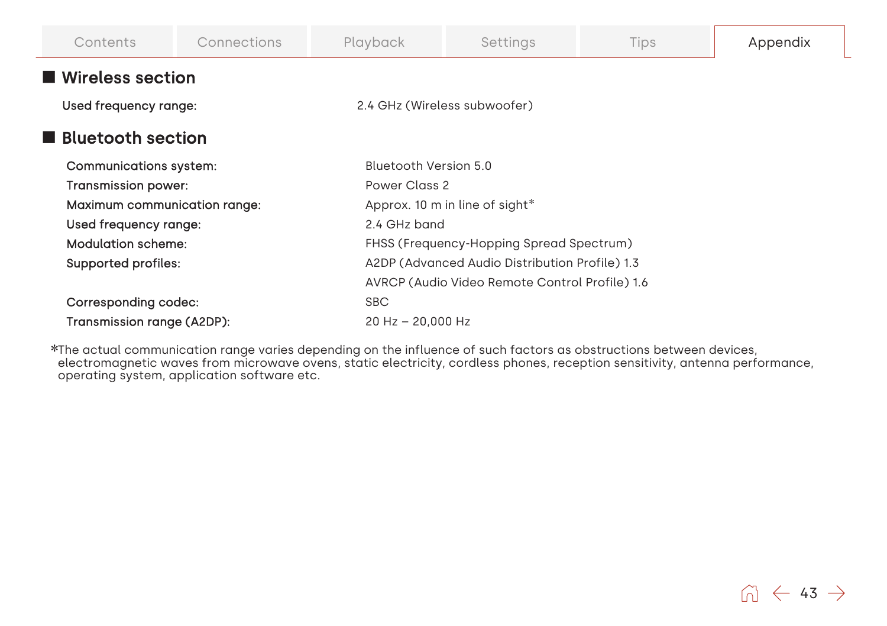## Wireless section

| | |
|---|---|
| Used frequency range: | 2.4 GHz (Wireless subwoofer) |

## Bluetooth section

| | |
|---|---|
| Communications system: | Bluetooth Version 5.0 |
| Transmission power: | Power Class 2 |
| Maximum communication range: | Approx. 10 m in line of sight* |
| Used frequency range: | 2.4 GHz band |
| Modulation scheme: | FHSS (Frequency-Hopping Spread Spectrum) |
| Supported profiles: | A2DP (Advanced Audio Distribution Profile) 1.3 |
| | AVRCP (Audio Video Remote Control Profile) 1.6 |
| Corresponding codec: | SBC |
| Transmission range (A2DP): | 20 Hz – 20,000 Hz |

*The actual communication range varies depending on the influence of such factors as obstructions between devices, electromagnetic waves from microwave ovens, static electricity, cordless phones, reception sensitivity, antenna performance, operating system, application software etc.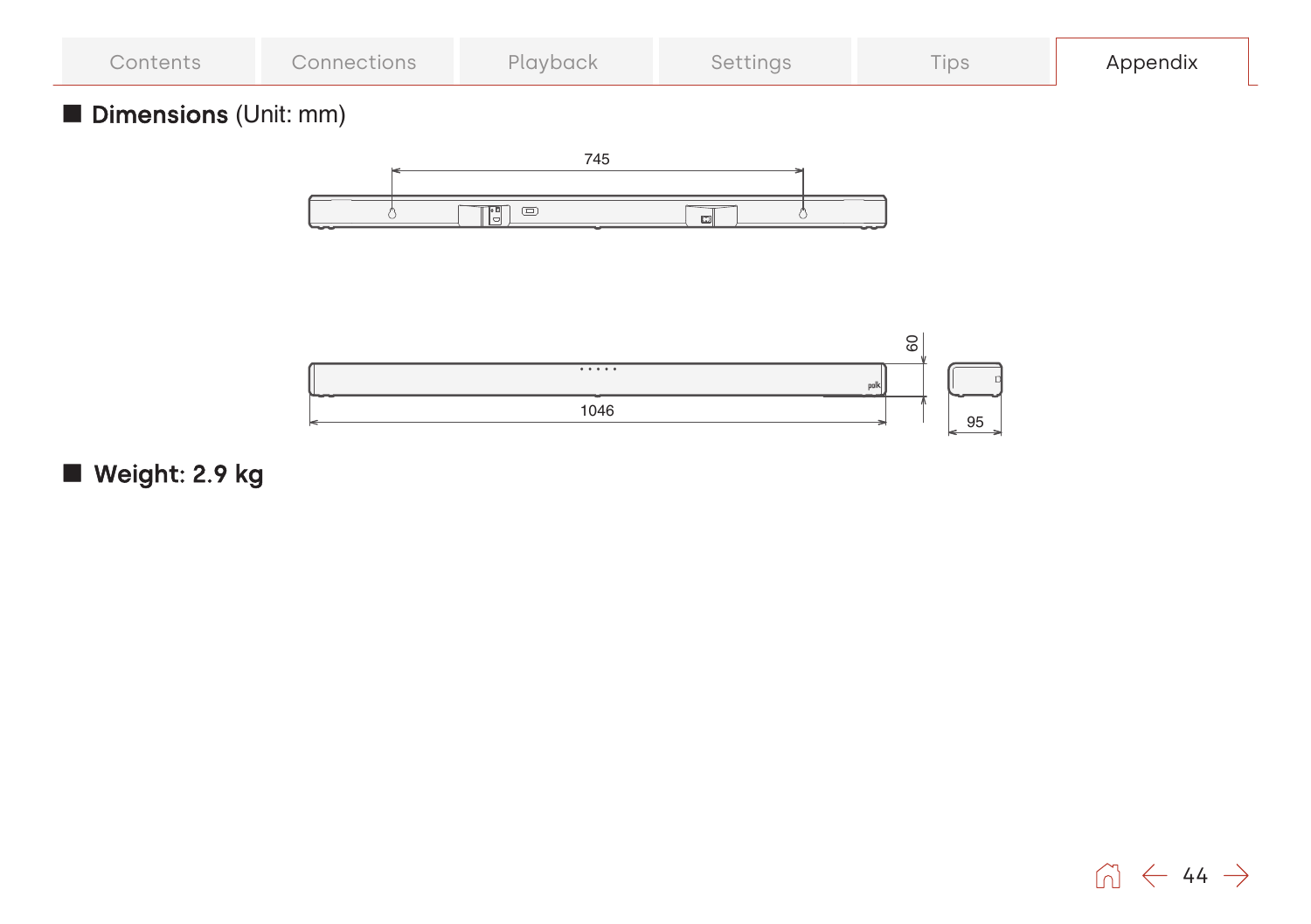## ■ Dimensions (Unit: mm)

745

1046

60

95

## ■ Weight: 2.9 kg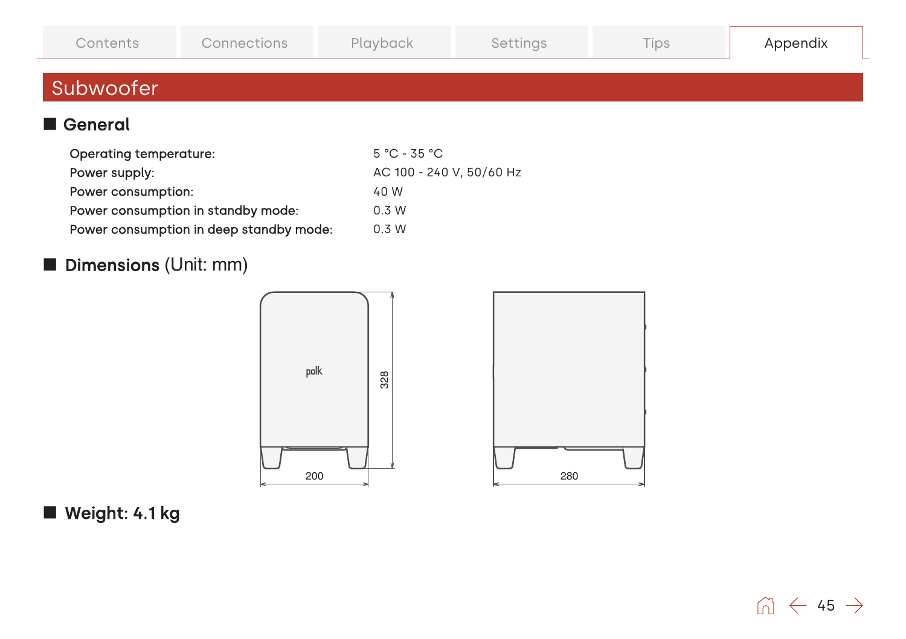# Subwoofer

## General

| | |
|---|---|
| Operating temperature: | 5 °C - 35 °C |
| Power supply: | AC 100 - 240 V, 50/60 Hz |
| Power consumption: | 40 W |
| Power consumption in standby mode: | 0.3 W |
| Power consumption in deep standby mode: | 0.3 W |

## Dimensions (Unit: mm)

## Weight: 4.1 kg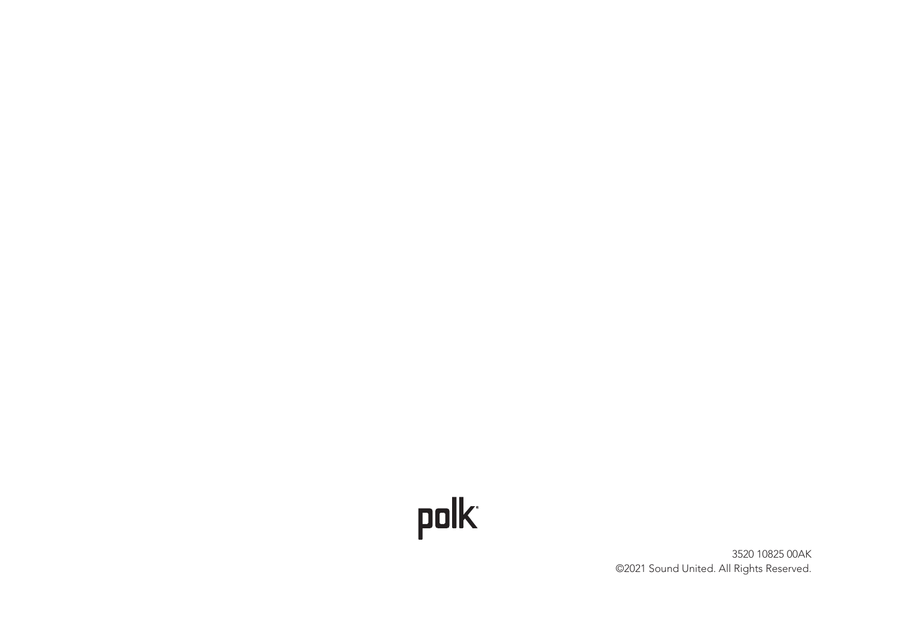polk®

3520 10825 00AK

©2021 Sound United. All Rights Reserved.